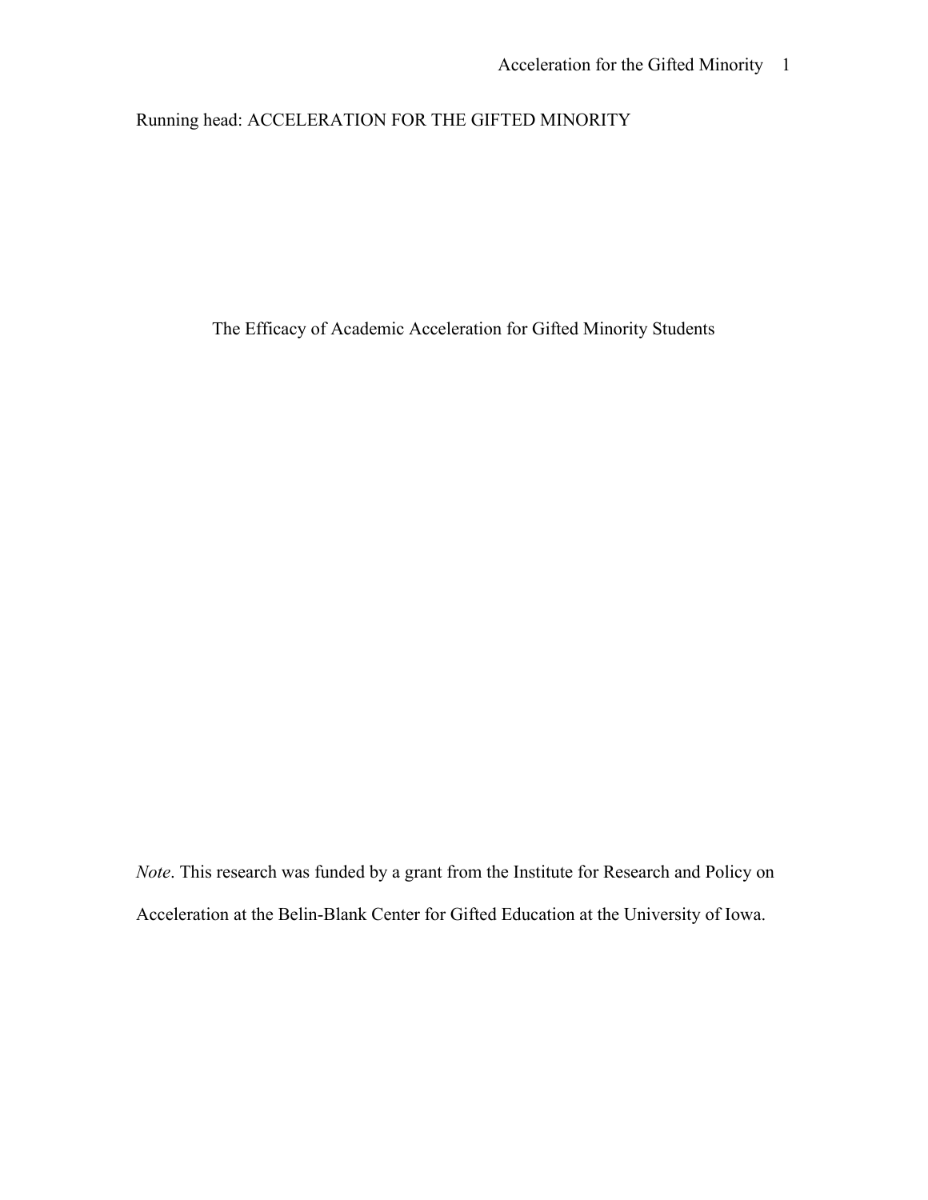Running head: ACCELERATION FOR THE GIFTED MINORITY

# The Efficacy of Academic Acceleration for Gifted Minority Students

*Note*. This research was funded by a grant from the Institute for Research and Policy on Acceleration at the Belin-Blank Center for Gifted Education at the University of Iowa.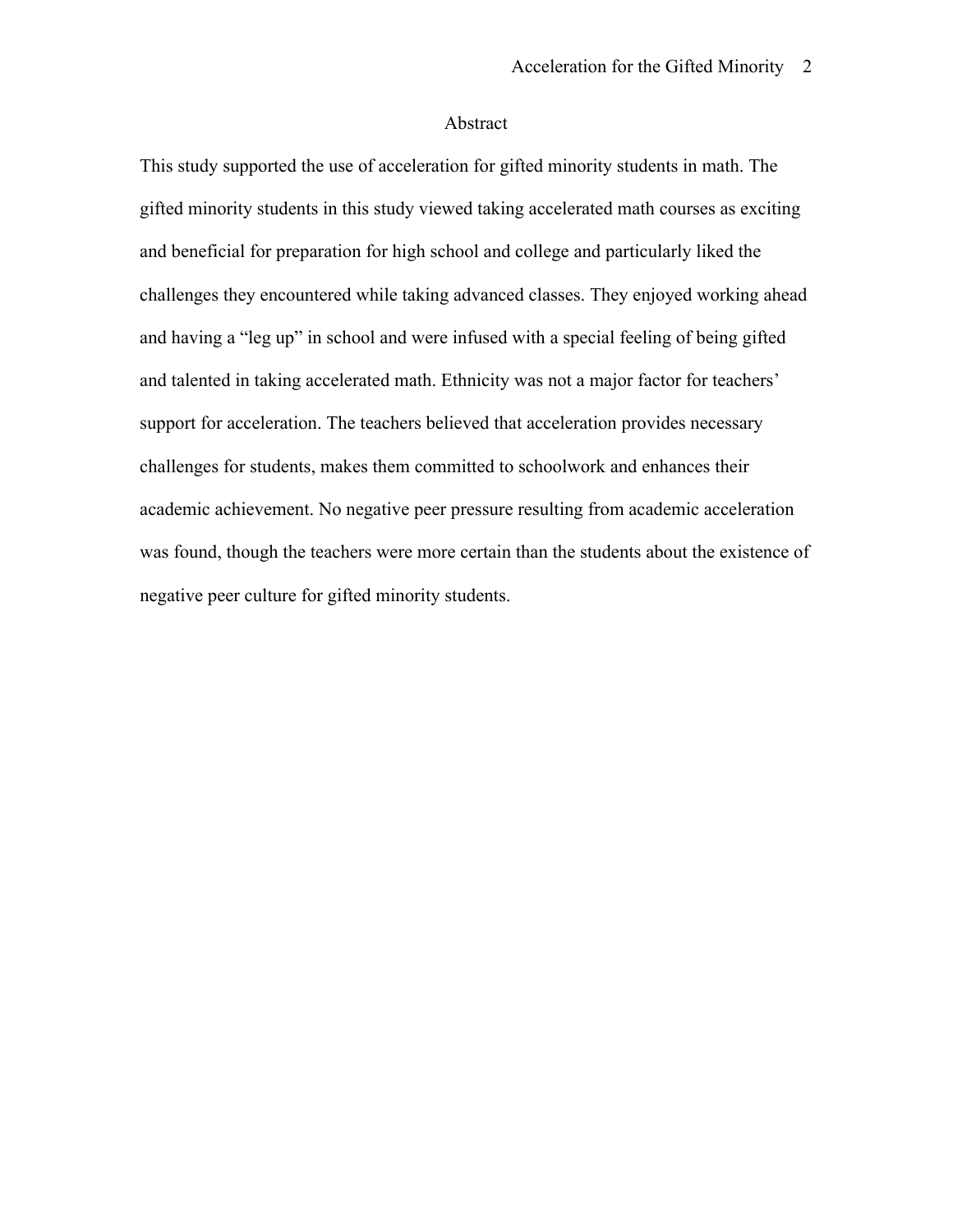# Abstract

This study supported the use of acceleration for gifted minority students in math. The gifted minority students in this study viewed taking accelerated math courses as exciting and beneficial for preparation for high school and college and particularly liked the challenges they encountered while taking advanced classes. They enjoyed working ahead and having a “leg up” in school and were infused with a special feeling of being gifted and talented in taking accelerated math. Ethnicity was not a major factor for teachers’ support for acceleration. The teachers believed that acceleration provides necessary challenges for students, makes them committed to schoolwork and enhances their academic achievement. No negative peer pressure resulting from academic acceleration was found, though the teachers were more certain than the students about the existence of negative peer culture for gifted minority students.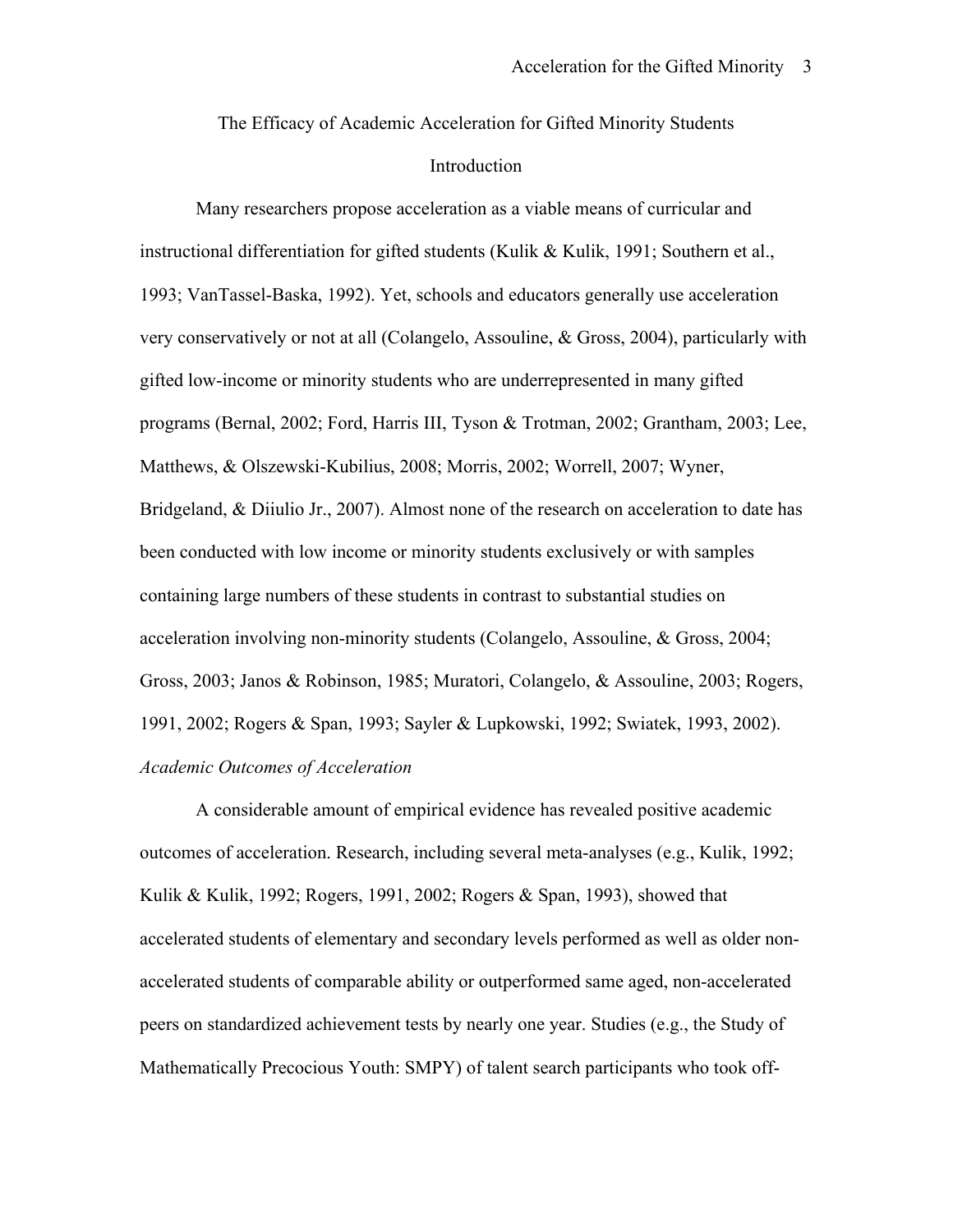# The Efficacy of Academic Acceleration for Gifted Minority Students

## Introduction

Many researchers propose acceleration as a viable means of curricular and instructional differentiation for gifted students (Kulik & Kulik, 1991; Southern et al., 1993; VanTassel-Baska, 1992). Yet, schools and educators generally use acceleration very conservatively or not at all (Colangelo, Assouline, & Gross, 2004), particularly with gifted low-income or minority students who are underrepresented in many gifted programs (Bernal, 2002; Ford, Harris III, Tyson & Trotman, 2002; Grantham, 2003; Lee, Matthews, & Olszewski-Kubilius, 2008; Morris, 2002; Worrell, 2007; Wyner, Bridgeland, & Diiulio Jr., 2007). Almost none of the research on acceleration to date has been conducted with low income or minority students exclusively or with samples containing large numbers of these students in contrast to substantial studies on acceleration involving non-minority students (Colangelo, Assouline, & Gross, 2004; Gross, 2003; Janos & Robinson, 1985; Muratori, Colangelo, & Assouline, 2003; Rogers, 1991, 2002; Rogers & Span, 1993; Sayler & Lupkowski, 1992; Swiatek, 1993, 2002).

### *Academic Outcomes of Acceleration*

A considerable amount of empirical evidence has revealed positive academic outcomes of acceleration. Research, including several meta-analyses (e.g., Kulik, 1992; Kulik & Kulik, 1992; Rogers, 1991, 2002; Rogers & Span, 1993), showed that accelerated students of elementary and secondary levels performed as well as older non-accelerated students of comparable ability or outperformed same aged, non-accelerated peers on standardized achievement tests by nearly one year. Studies (e.g., the Study of Mathematically Precocious Youth: SMPY) of talent search participants who took off-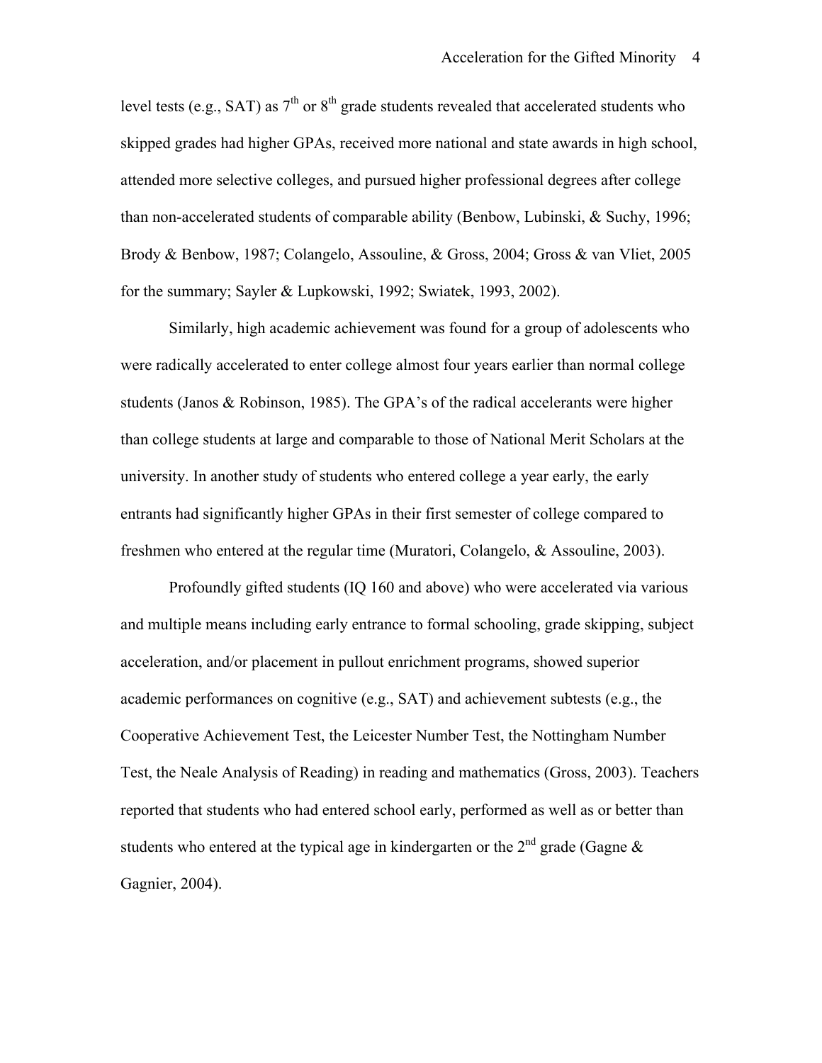level tests (e.g., SAT) as 7th or 8th grade students revealed that accelerated students who skipped grades had higher GPAs, received more national and state awards in high school, attended more selective colleges, and pursued higher professional degrees after college than non-accelerated students of comparable ability (Benbow, Lubinski, & Suchy, 1996; Brody & Benbow, 1987; Colangelo, Assouline, & Gross, 2004; Gross & van Vliet, 2005 for the summary; Sayler & Lupkowski, 1992; Swiatek, 1993, 2002).

Similarly, high academic achievement was found for a group of adolescents who were radically accelerated to enter college almost four years earlier than normal college students (Janos & Robinson, 1985). The GPA's of the radical accelerants were higher than college students at large and comparable to those of National Merit Scholars at the university. In another study of students who entered college a year early, the early entrants had significantly higher GPAs in their first semester of college compared to freshmen who entered at the regular time (Muratori, Colangelo, & Assouline, 2003).

Profoundly gifted students (IQ 160 and above) who were accelerated via various and multiple means including early entrance to formal schooling, grade skipping, subject acceleration, and/or placement in pullout enrichment programs, showed superior academic performances on cognitive (e.g., SAT) and achievement subtests (e.g., the Cooperative Achievement Test, the Leicester Number Test, the Nottingham Number Test, the Neale Analysis of Reading) in reading and mathematics (Gross, 2003). Teachers reported that students who had entered school early, performed as well as or better than students who entered at the typical age in kindergarten or the 2nd grade (Gagne & Gagnier, 2004).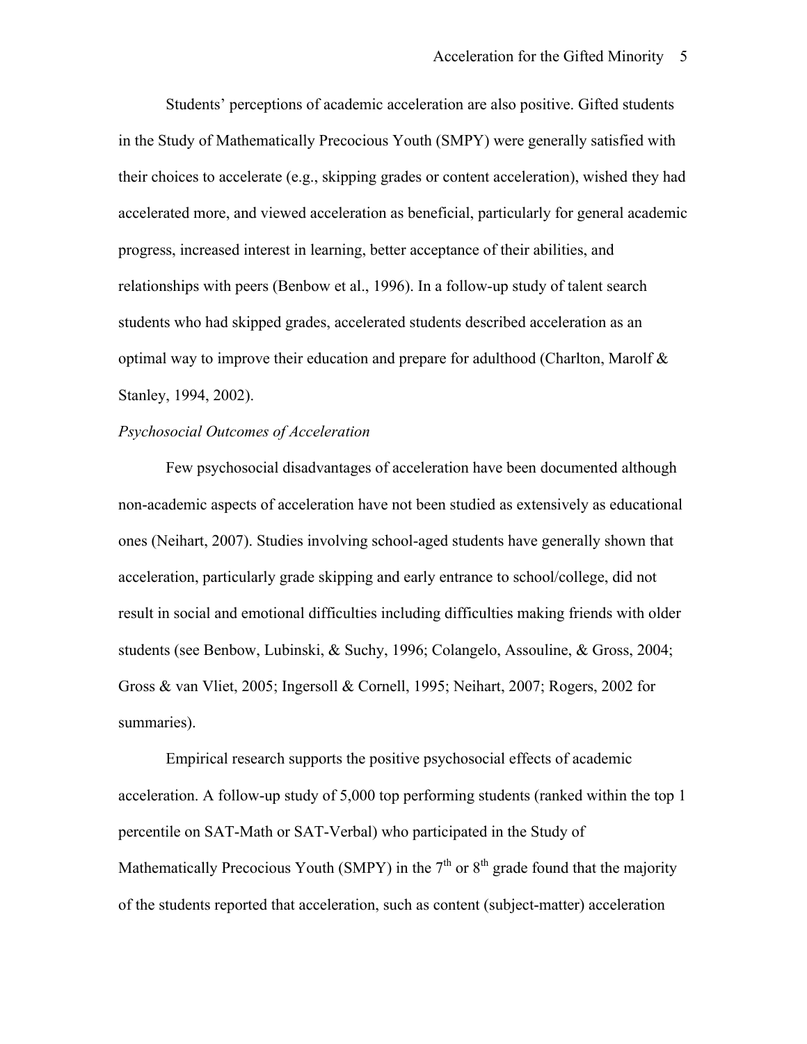Students' perceptions of academic acceleration are also positive. Gifted students in the Study of Mathematically Precocious Youth (SMPY) were generally satisfied with their choices to accelerate (e.g., skipping grades or content acceleration), wished they had accelerated more, and viewed acceleration as beneficial, particularly for general academic progress, increased interest in learning, better acceptance of their abilities, and relationships with peers (Benbow et al., 1996). In a follow-up study of talent search students who had skipped grades, accelerated students described acceleration as an optimal way to improve their education and prepare for adulthood (Charlton, Marolf & Stanley, 1994, 2002).

*Psychosocial Outcomes of Acceleration*

Few psychosocial disadvantages of acceleration have been documented although non-academic aspects of acceleration have not been studied as extensively as educational ones (Neihart, 2007). Studies involving school-aged students have generally shown that acceleration, particularly grade skipping and early entrance to school/college, did not result in social and emotional difficulties including difficulties making friends with older students (see Benbow, Lubinski, & Suchy, 1996; Colangelo, Assouline, & Gross, 2004; Gross & van Vliet, 2005; Ingersoll & Cornell, 1995; Neihart, 2007; Rogers, 2002 for summaries).

Empirical research supports the positive psychosocial effects of academic acceleration. A follow-up study of 5,000 top performing students (ranked within the top 1 percentile on SAT-Math or SAT-Verbal) who participated in the Study of Mathematically Precocious Youth (SMPY) in the 7th or 8th grade found that the majority of the students reported that acceleration, such as content (subject-matter) acceleration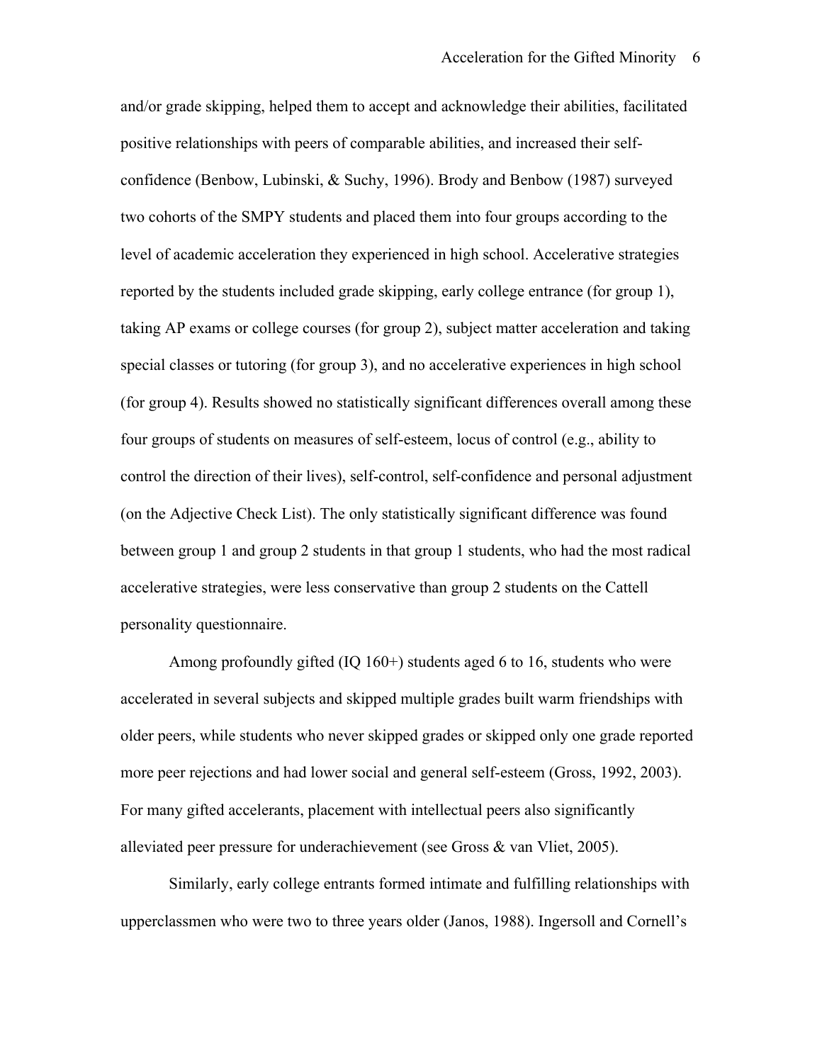and/or grade skipping, helped them to accept and acknowledge their abilities, facilitated positive relationships with peers of comparable abilities, and increased their self-confidence (Benbow, Lubinski, & Suchy, 1996). Brody and Benbow (1987) surveyed two cohorts of the SMPY students and placed them into four groups according to the level of academic acceleration they experienced in high school. Accelerative strategies reported by the students included grade skipping, early college entrance (for group 1), taking AP exams or college courses (for group 2), subject matter acceleration and taking special classes or tutoring (for group 3), and no accelerative experiences in high school (for group 4). Results showed no statistically significant differences overall among these four groups of students on measures of self-esteem, locus of control (e.g., ability to control the direction of their lives), self-control, self-confidence and personal adjustment (on the Adjective Check List). The only statistically significant difference was found between group 1 and group 2 students in that group 1 students, who had the most radical accelerative strategies, were less conservative than group 2 students on the Cattell personality questionnaire.

Among profoundly gifted (IQ 160+) students aged 6 to 16, students who were accelerated in several subjects and skipped multiple grades built warm friendships with older peers, while students who never skipped grades or skipped only one grade reported more peer rejections and had lower social and general self-esteem (Gross, 1992, 2003). For many gifted accelerants, placement with intellectual peers also significantly alleviated peer pressure for underachievement (see Gross & van Vliet, 2005).

Similarly, early college entrants formed intimate and fulfilling relationships with upperclassmen who were two to three years older (Janos, 1988). Ingersoll and Cornell's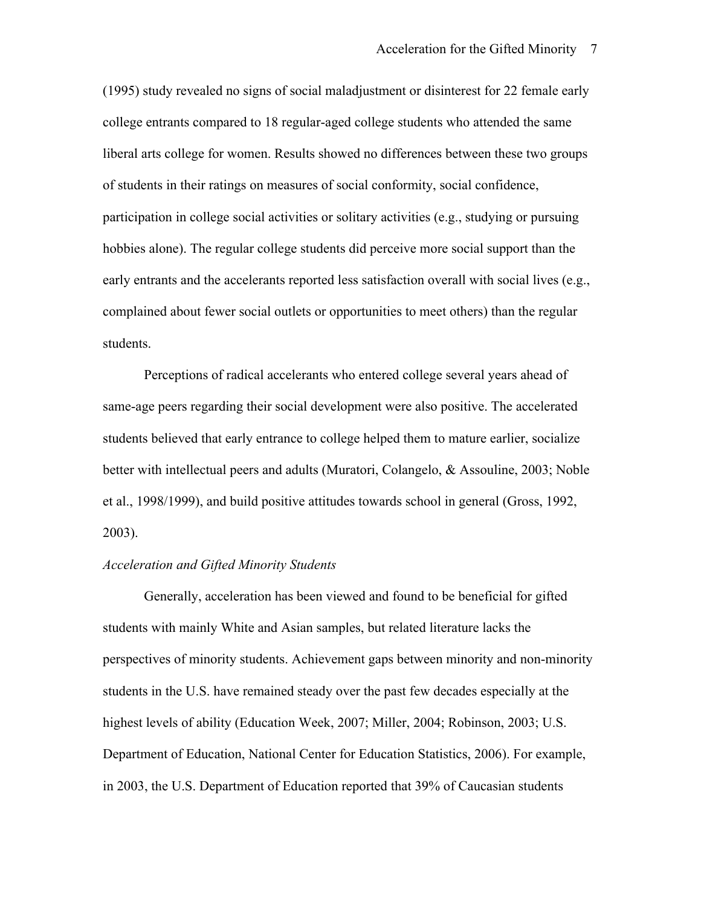(1995) study revealed no signs of social maladjustment or disinterest for 22 female early college entrants compared to 18 regular-aged college students who attended the same liberal arts college for women. Results showed no differences between these two groups of students in their ratings on measures of social conformity, social confidence, participation in college social activities or solitary activities (e.g., studying or pursuing hobbies alone). The regular college students did perceive more social support than the early entrants and the accelerants reported less satisfaction overall with social lives (e.g., complained about fewer social outlets or opportunities to meet others) than the regular students.

Perceptions of radical accelerants who entered college several years ahead of same-age peers regarding their social development were also positive. The accelerated students believed that early entrance to college helped them to mature earlier, socialize better with intellectual peers and adults (Muratori, Colangelo, & Assouline, 2003; Noble et al., 1998/1999), and build positive attitudes towards school in general (Gross, 1992, 2003).

### *Acceleration and Gifted Minority Students*

Generally, acceleration has been viewed and found to be beneficial for gifted students with mainly White and Asian samples, but related literature lacks the perspectives of minority students. Achievement gaps between minority and non-minority students in the U.S. have remained steady over the past few decades especially at the highest levels of ability (Education Week, 2007; Miller, 2004; Robinson, 2003; U.S. Department of Education, National Center for Education Statistics, 2006). For example, in 2003, the U.S. Department of Education reported that 39% of Caucasian students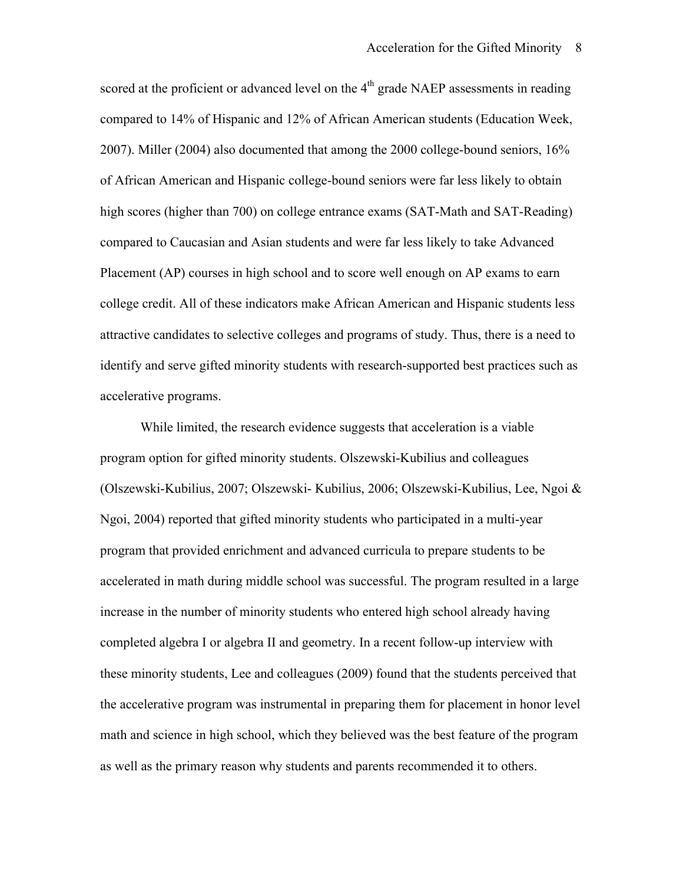scored at the proficient or advanced level on the 4th grade NAEP assessments in reading compared to 14% of Hispanic and 12% of African American students (Education Week, 2007). Miller (2004) also documented that among the 2000 college-bound seniors, 16% of African American and Hispanic college-bound seniors were far less likely to obtain high scores (higher than 700) on college entrance exams (SAT-Math and SAT-Reading) compared to Caucasian and Asian students and were far less likely to take Advanced Placement (AP) courses in high school and to score well enough on AP exams to earn college credit. All of these indicators make African American and Hispanic students less attractive candidates to selective colleges and programs of study. Thus, there is a need to identify and serve gifted minority students with research-supported best practices such as accelerative programs.

While limited, the research evidence suggests that acceleration is a viable program option for gifted minority students. Olszewski-Kubilius and colleagues (Olszewski-Kubilius, 2007; Olszewski- Kubilius, 2006; Olszewski-Kubilius, Lee, Ngoi & Ngoi, 2004) reported that gifted minority students who participated in a multi-year program that provided enrichment and advanced curricula to prepare students to be accelerated in math during middle school was successful. The program resulted in a large increase in the number of minority students who entered high school already having completed algebra I or algebra II and geometry. In a recent follow-up interview with these minority students, Lee and colleagues (2009) found that the students perceived that the accelerative program was instrumental in preparing them for placement in honor level math and science in high school, which they believed was the best feature of the program as well as the primary reason why students and parents recommended it to others.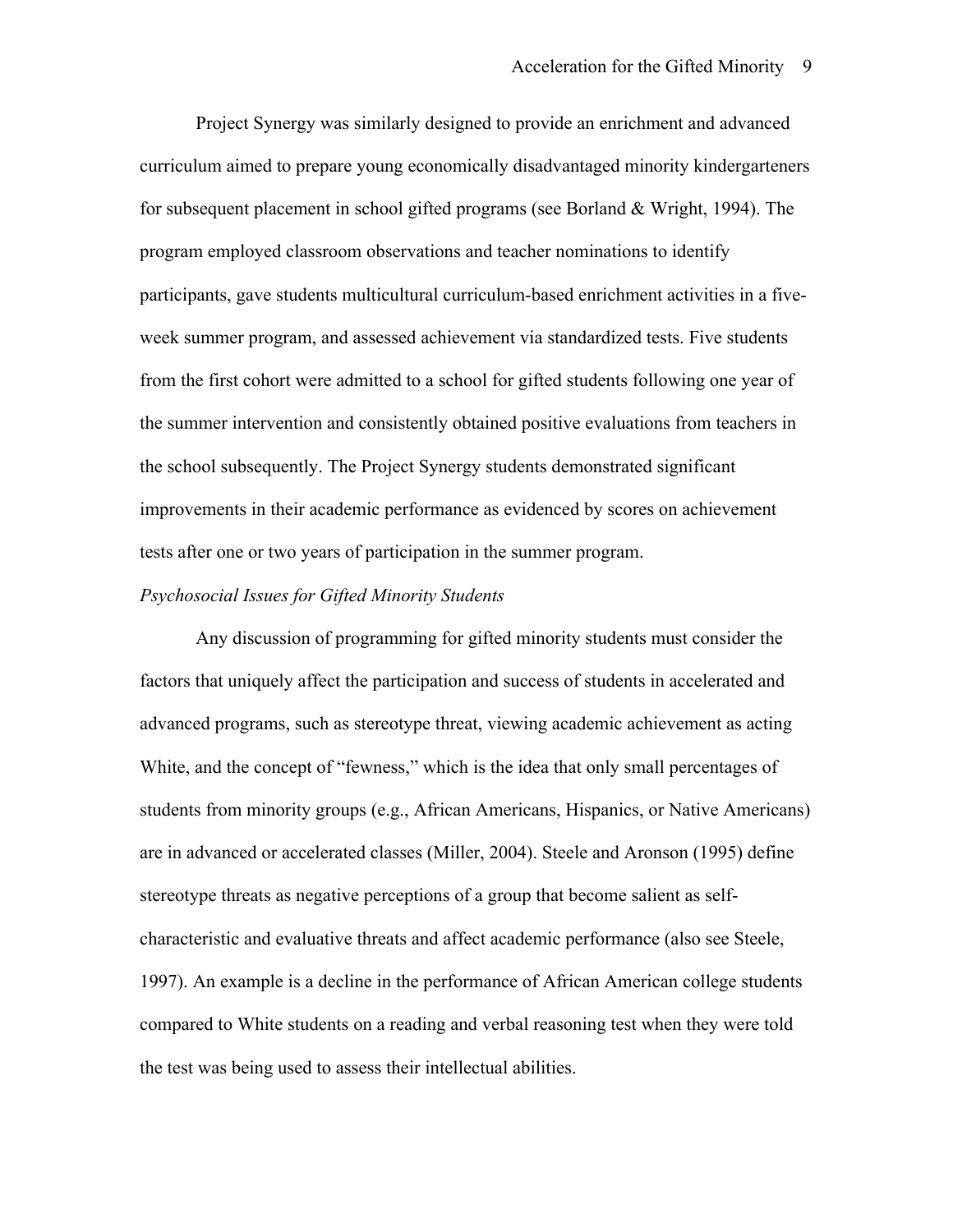Project Synergy was similarly designed to provide an enrichment and advanced curriculum aimed to prepare young economically disadvantaged minority kindergarteners for subsequent placement in school gifted programs (see Borland & Wright, 1994). The program employed classroom observations and teacher nominations to identify participants, gave students multicultural curriculum-based enrichment activities in a five-week summer program, and assessed achievement via standardized tests. Five students from the first cohort were admitted to a school for gifted students following one year of the summer intervention and consistently obtained positive evaluations from teachers in the school subsequently. The Project Synergy students demonstrated significant improvements in their academic performance as evidenced by scores on achievement tests after one or two years of participation in the summer program.

*Psychosocial Issues for Gifted Minority Students*

Any discussion of programming for gifted minority students must consider the factors that uniquely affect the participation and success of students in accelerated and advanced programs, such as stereotype threat, viewing academic achievement as acting White, and the concept of "fewness," which is the idea that only small percentages of students from minority groups (e.g., African Americans, Hispanics, or Native Americans) are in advanced or accelerated classes (Miller, 2004). Steele and Aronson (1995) define stereotype threats as negative perceptions of a group that become salient as self-characteristic and evaluative threats and affect academic performance (also see Steele, 1997). An example is a decline in the performance of African American college students compared to White students on a reading and verbal reasoning test when they were told the test was being used to assess their intellectual abilities.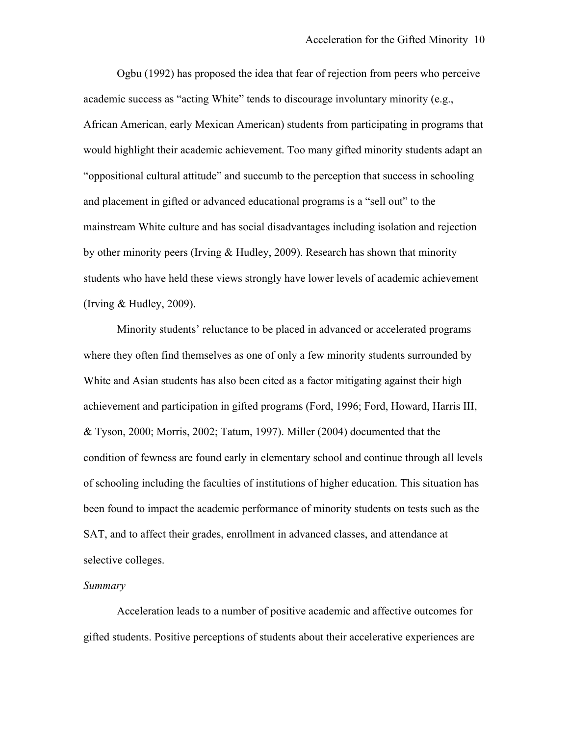Ogbu (1992) has proposed the idea that fear of rejection from peers who perceive academic success as "acting White" tends to discourage involuntary minority (e.g., African American, early Mexican American) students from participating in programs that would highlight their academic achievement. Too many gifted minority students adapt an "oppositional cultural attitude" and succumb to the perception that success in schooling and placement in gifted or advanced educational programs is a "sell out" to the mainstream White culture and has social disadvantages including isolation and rejection by other minority peers (Irving & Hudley, 2009). Research has shown that minority students who have held these views strongly have lower levels of academic achievement (Irving & Hudley, 2009).

Minority students' reluctance to be placed in advanced or accelerated programs where they often find themselves as one of only a few minority students surrounded by White and Asian students has also been cited as a factor mitigating against their high achievement and participation in gifted programs (Ford, 1996; Ford, Howard, Harris III, & Tyson, 2000; Morris, 2002; Tatum, 1997). Miller (2004) documented that the condition of fewness are found early in elementary school and continue through all levels of schooling including the faculties of institutions of higher education. This situation has been found to impact the academic performance of minority students on tests such as the SAT, and to affect their grades, enrollment in advanced classes, and attendance at selective colleges.

*Summary*

Acceleration leads to a number of positive academic and affective outcomes for gifted students. Positive perceptions of students about their accelerative experiences are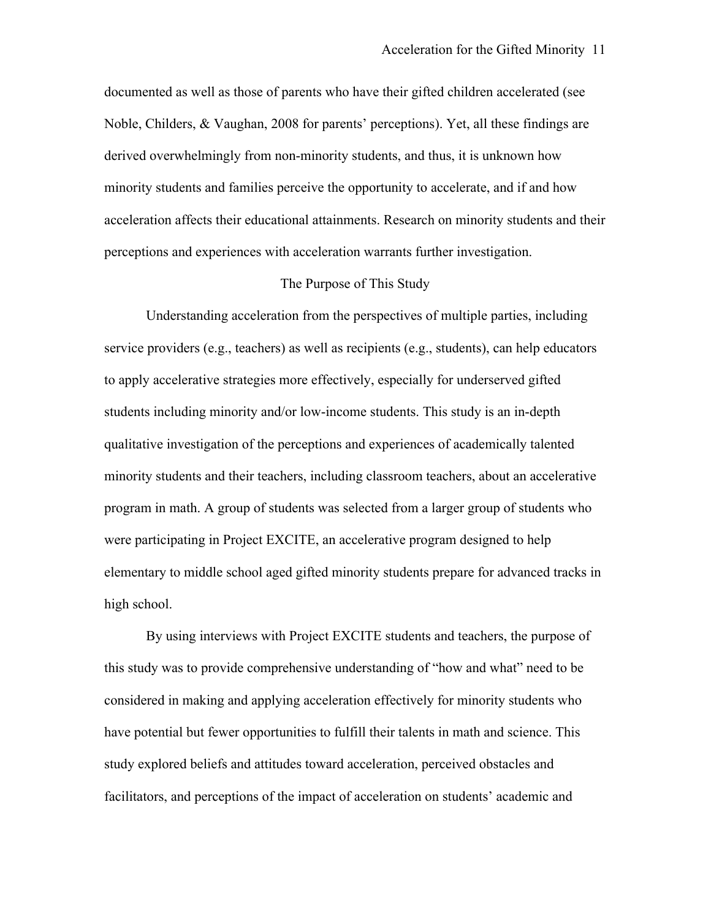documented as well as those of parents who have their gifted children accelerated (see Noble, Childers, & Vaughan, 2008 for parents' perceptions). Yet, all these findings are derived overwhelmingly from non-minority students, and thus, it is unknown how minority students and families perceive the opportunity to accelerate, and if and how acceleration affects their educational attainments. Research on minority students and their perceptions and experiences with acceleration warrants further investigation.

## The Purpose of This Study

Understanding acceleration from the perspectives of multiple parties, including service providers (e.g., teachers) as well as recipients (e.g., students), can help educators to apply accelerative strategies more effectively, especially for underserved gifted students including minority and/or low-income students. This study is an in-depth qualitative investigation of the perceptions and experiences of academically talented minority students and their teachers, including classroom teachers, about an accelerative program in math. A group of students was selected from a larger group of students who were participating in Project EXCITE, an accelerative program designed to help elementary to middle school aged gifted minority students prepare for advanced tracks in high school.

By using interviews with Project EXCITE students and teachers, the purpose of this study was to provide comprehensive understanding of "how and what" need to be considered in making and applying acceleration effectively for minority students who have potential but fewer opportunities to fulfill their talents in math and science. This study explored beliefs and attitudes toward acceleration, perceived obstacles and facilitators, and perceptions of the impact of acceleration on students' academic and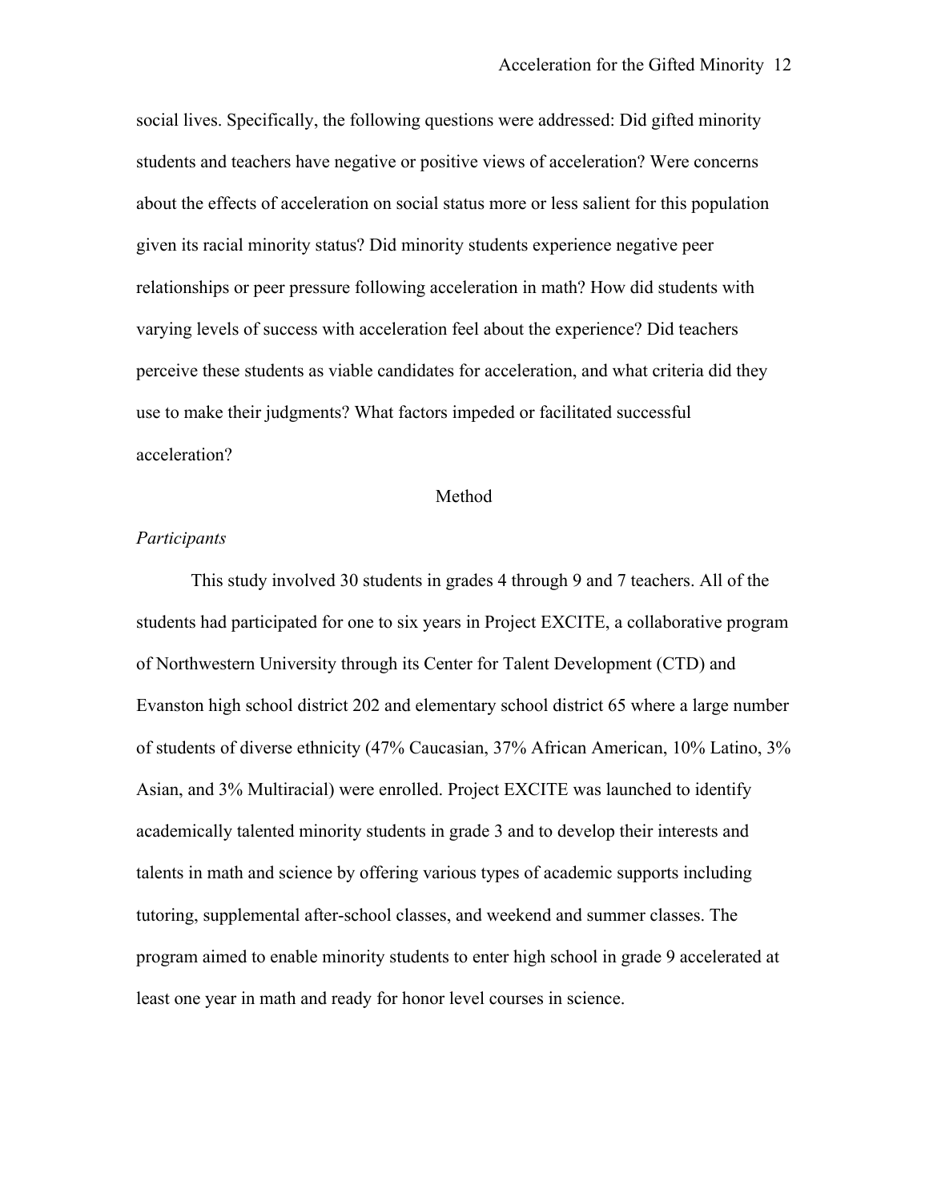social lives. Specifically, the following questions were addressed: Did gifted minority students and teachers have negative or positive views of acceleration? Were concerns about the effects of acceleration on social status more or less salient for this population given its racial minority status? Did minority students experience negative peer relationships or peer pressure following acceleration in math? How did students with varying levels of success with acceleration feel about the experience? Did teachers perceive these students as viable candidates for acceleration, and what criteria did they use to make their judgments? What factors impeded or facilitated successful acceleration?

## Method

### *Participants*

This study involved 30 students in grades 4 through 9 and 7 teachers. All of the students had participated for one to six years in Project EXCITE, a collaborative program of Northwestern University through its Center for Talent Development (CTD) and Evanston high school district 202 and elementary school district 65 where a large number of students of diverse ethnicity (47% Caucasian, 37% African American, 10% Latino, 3% Asian, and 3% Multiracial) were enrolled. Project EXCITE was launched to identify academically talented minority students in grade 3 and to develop their interests and talents in math and science by offering various types of academic supports including tutoring, supplemental after-school classes, and weekend and summer classes. The program aimed to enable minority students to enter high school in grade 9 accelerated at least one year in math and ready for honor level courses in science.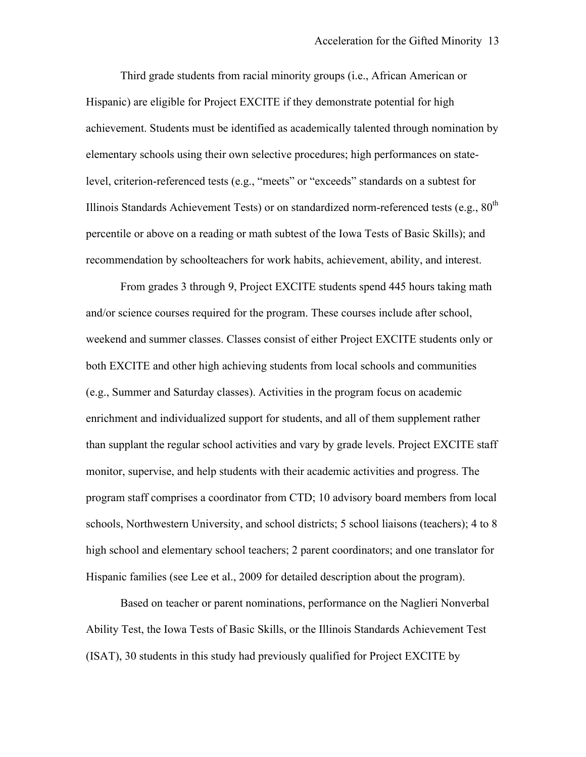Third grade students from racial minority groups (i.e., African American or Hispanic) are eligible for Project EXCITE if they demonstrate potential for high achievement. Students must be identified as academically talented through nomination by elementary schools using their own selective procedures; high performances on state-level, criterion-referenced tests (e.g., "meets" or "exceeds" standards on a subtest for Illinois Standards Achievement Tests) or on standardized norm-referenced tests (e.g., 80th percentile or above on a reading or math subtest of the Iowa Tests of Basic Skills); and recommendation by schoolteachers for work habits, achievement, ability, and interest.

From grades 3 through 9, Project EXCITE students spend 445 hours taking math and/or science courses required for the program. These courses include after school, weekend and summer classes. Classes consist of either Project EXCITE students only or both EXCITE and other high achieving students from local schools and communities (e.g., Summer and Saturday classes). Activities in the program focus on academic enrichment and individualized support for students, and all of them supplement rather than supplant the regular school activities and vary by grade levels. Project EXCITE staff monitor, supervise, and help students with their academic activities and progress. The program staff comprises a coordinator from CTD; 10 advisory board members from local schools, Northwestern University, and school districts; 5 school liaisons (teachers); 4 to 8 high school and elementary school teachers; 2 parent coordinators; and one translator for Hispanic families (see Lee et al., 2009 for detailed description about the program).

Based on teacher or parent nominations, performance on the Naglieri Nonverbal Ability Test, the Iowa Tests of Basic Skills, or the Illinois Standards Achievement Test (ISAT), 30 students in this study had previously qualified for Project EXCITE by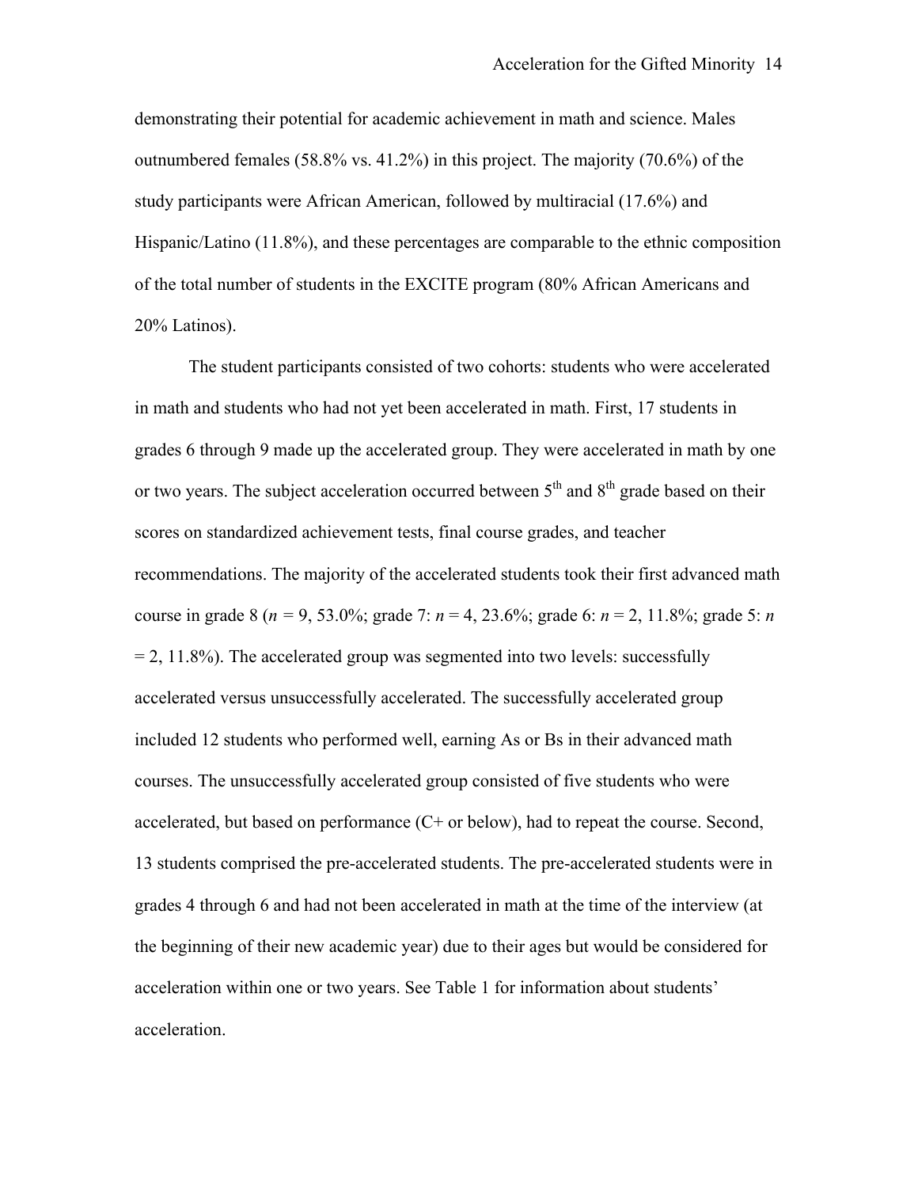demonstrating their potential for academic achievement in math and science. Males outnumbered females (58.8% vs. 41.2%) in this project. The majority (70.6%) of the study participants were African American, followed by multiracial (17.6%) and Hispanic/Latino (11.8%), and these percentages are comparable to the ethnic composition of the total number of students in the EXCITE program (80% African Americans and 20% Latinos).

The student participants consisted of two cohorts: students who were accelerated in math and students who had not yet been accelerated in math. First, 17 students in grades 6 through 9 made up the accelerated group. They were accelerated in math by one or two years. The subject acceleration occurred between 5th and 8th grade based on their scores on standardized achievement tests, final course grades, and teacher recommendations. The majority of the accelerated students took their first advanced math course in grade 8 ($n$ = 9, 53.0%; grade 7: $n$ = 4, 23.6%; grade 6: $n$ = 2, 11.8%; grade 5: $n$ = 2, 11.8%). The accelerated group was segmented into two levels: successfully accelerated versus unsuccessfully accelerated. The successfully accelerated group included 12 students who performed well, earning As or Bs in their advanced math courses. The unsuccessfully accelerated group consisted of five students who were accelerated, but based on performance (C+ or below), had to repeat the course. Second, 13 students comprised the pre-accelerated students. The pre-accelerated students were in grades 4 through 6 and had not been accelerated in math at the time of the interview (at the beginning of their new academic year) due to their ages but would be considered for acceleration within one or two years. See Table 1 for information about students' acceleration.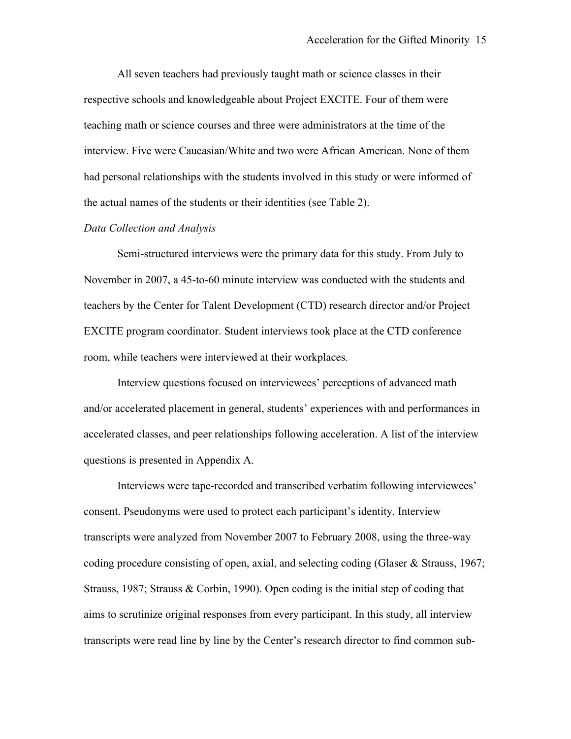All seven teachers had previously taught math or science classes in their respective schools and knowledgeable about Project EXCITE. Four of them were teaching math or science courses and three were administrators at the time of the interview. Five were Caucasian/White and two were African American. None of them had personal relationships with the students involved in this study or were informed of the actual names of the students or their identities (see Table 2).

*Data Collection and Analysis*

Semi-structured interviews were the primary data for this study. From July to November in 2007, a 45-to-60 minute interview was conducted with the students and teachers by the Center for Talent Development (CTD) research director and/or Project EXCITE program coordinator. Student interviews took place at the CTD conference room, while teachers were interviewed at their workplaces.

Interview questions focused on interviewees' perceptions of advanced math and/or accelerated placement in general, students' experiences with and performances in accelerated classes, and peer relationships following acceleration. A list of the interview questions is presented in Appendix A.

Interviews were tape-recorded and transcribed verbatim following interviewees' consent. Pseudonyms were used to protect each participant's identity. Interview transcripts were analyzed from November 2007 to February 2008, using the three-way coding procedure consisting of open, axial, and selecting coding (Glaser & Strauss, 1967; Strauss, 1987; Strauss & Corbin, 1990). Open coding is the initial step of coding that aims to scrutinize original responses from every participant. In this study, all interview transcripts were read line by line by the Center's research director to find common sub-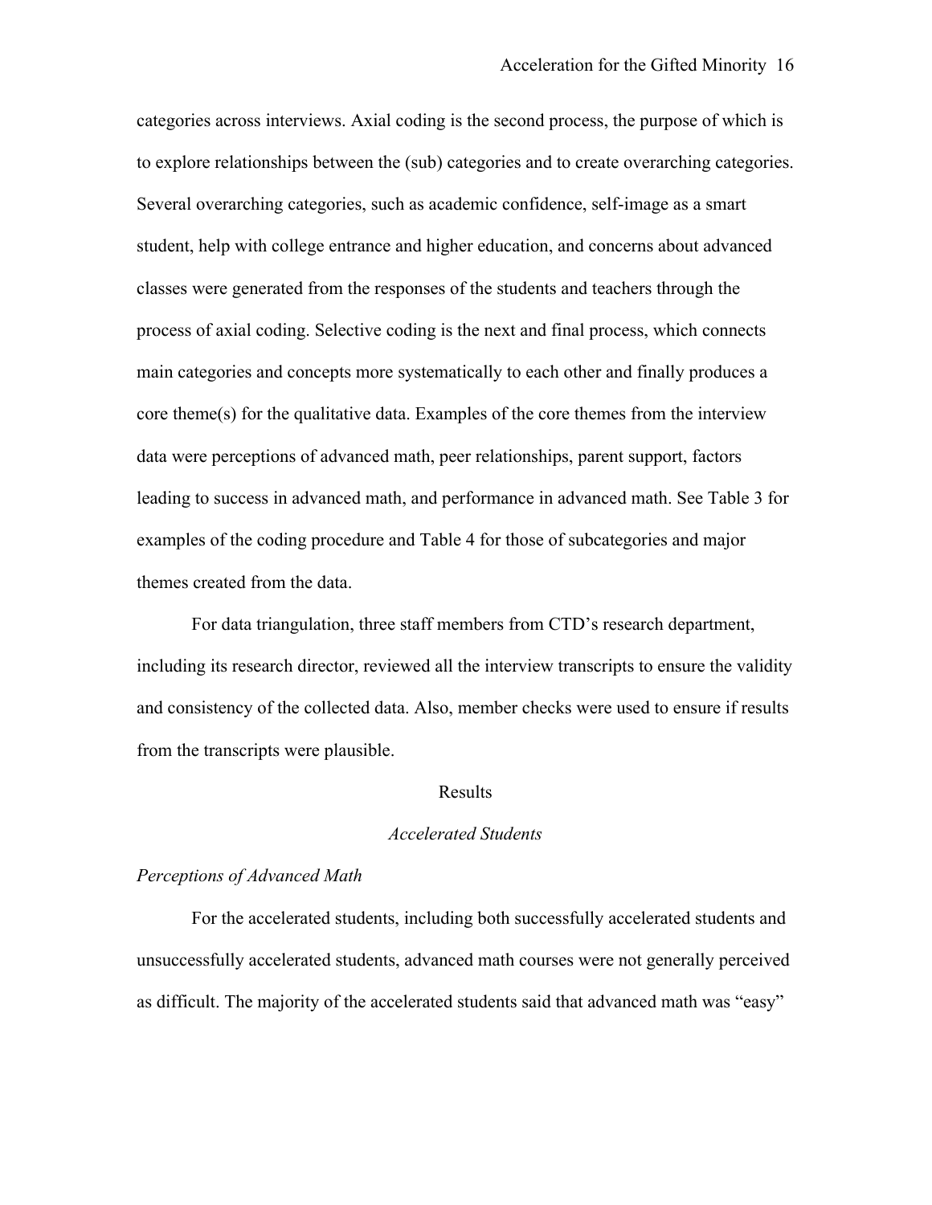categories across interviews. Axial coding is the second process, the purpose of which is to explore relationships between the (sub) categories and to create overarching categories. Several overarching categories, such as academic confidence, self-image as a smart student, help with college entrance and higher education, and concerns about advanced classes were generated from the responses of the students and teachers through the process of axial coding. Selective coding is the next and final process, which connects main categories and concepts more systematically to each other and finally produces a core theme(s) for the qualitative data. Examples of the core themes from the interview data were perceptions of advanced math, peer relationships, parent support, factors leading to success in advanced math, and performance in advanced math. See Table 3 for examples of the coding procedure and Table 4 for those of subcategories and major themes created from the data.

For data triangulation, three staff members from CTD's research department, including its research director, reviewed all the interview transcripts to ensure the validity and consistency of the collected data. Also, member checks were used to ensure if results from the transcripts were plausible.

# Results

## *Accelerated Students*

### *Perceptions of Advanced Math*

For the accelerated students, including both successfully accelerated students and unsuccessfully accelerated students, advanced math courses were not generally perceived as difficult. The majority of the accelerated students said that advanced math was "easy"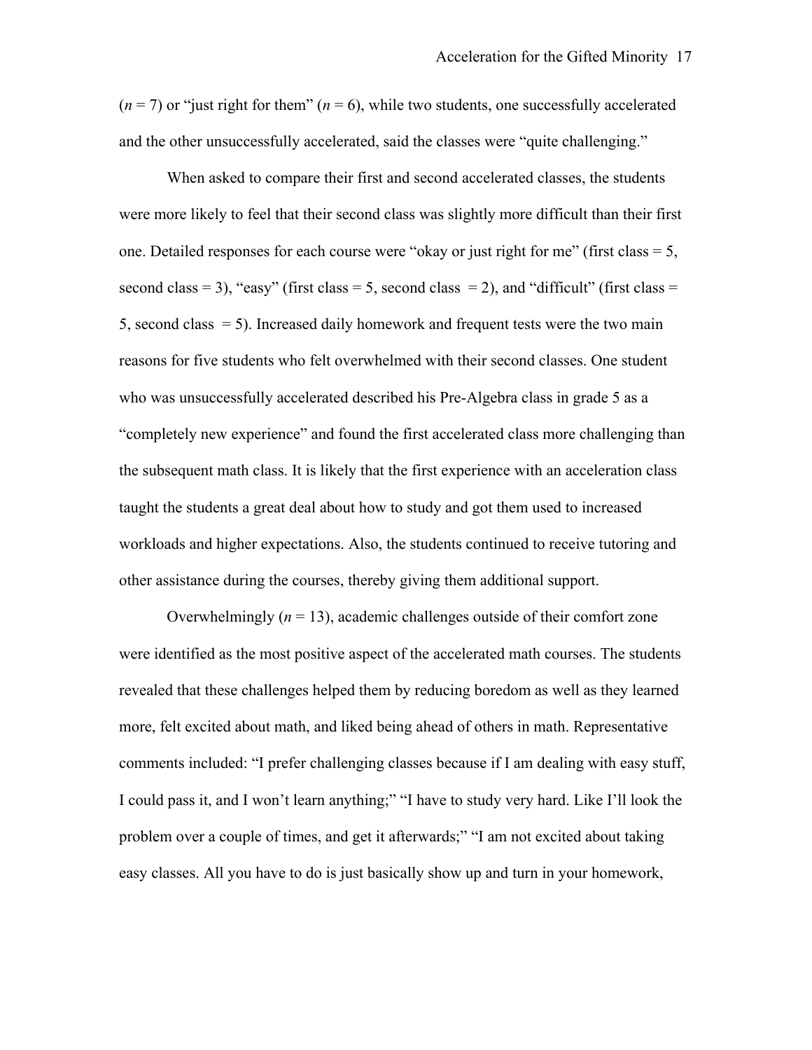($n = 7$) or "just right for them" ($n = 6$), while two students, one successfully accelerated and the other unsuccessfully accelerated, said the classes were "quite challenging."

When asked to compare their first and second accelerated classes, the students were more likely to feel that their second class was slightly more difficult than their first one. Detailed responses for each course were "okay or just right for me" (first class = 5, second class = 3), "easy" (first class = 5, second class = 2), and "difficult" (first class = 5, second class = 5). Increased daily homework and frequent tests were the two main reasons for five students who felt overwhelmed with their second classes. One student who was unsuccessfully accelerated described his Pre-Algebra class in grade 5 as a "completely new experience" and found the first accelerated class more challenging than the subsequent math class. It is likely that the first experience with an acceleration class taught the students a great deal about how to study and got them used to increased workloads and higher expectations. Also, the students continued to receive tutoring and other assistance during the courses, thereby giving them additional support.

Overwhelmingly ($n = 13$), academic challenges outside of their comfort zone were identified as the most positive aspect of the accelerated math courses. The students revealed that these challenges helped them by reducing boredom as well as they learned more, felt excited about math, and liked being ahead of others in math. Representative comments included: "I prefer challenging classes because if I am dealing with easy stuff, I could pass it, and I won't learn anything;" "I have to study very hard. Like I'll look the problem over a couple of times, and get it afterwards;" "I am not excited about taking easy classes. All you have to do is just basically show up and turn in your homework,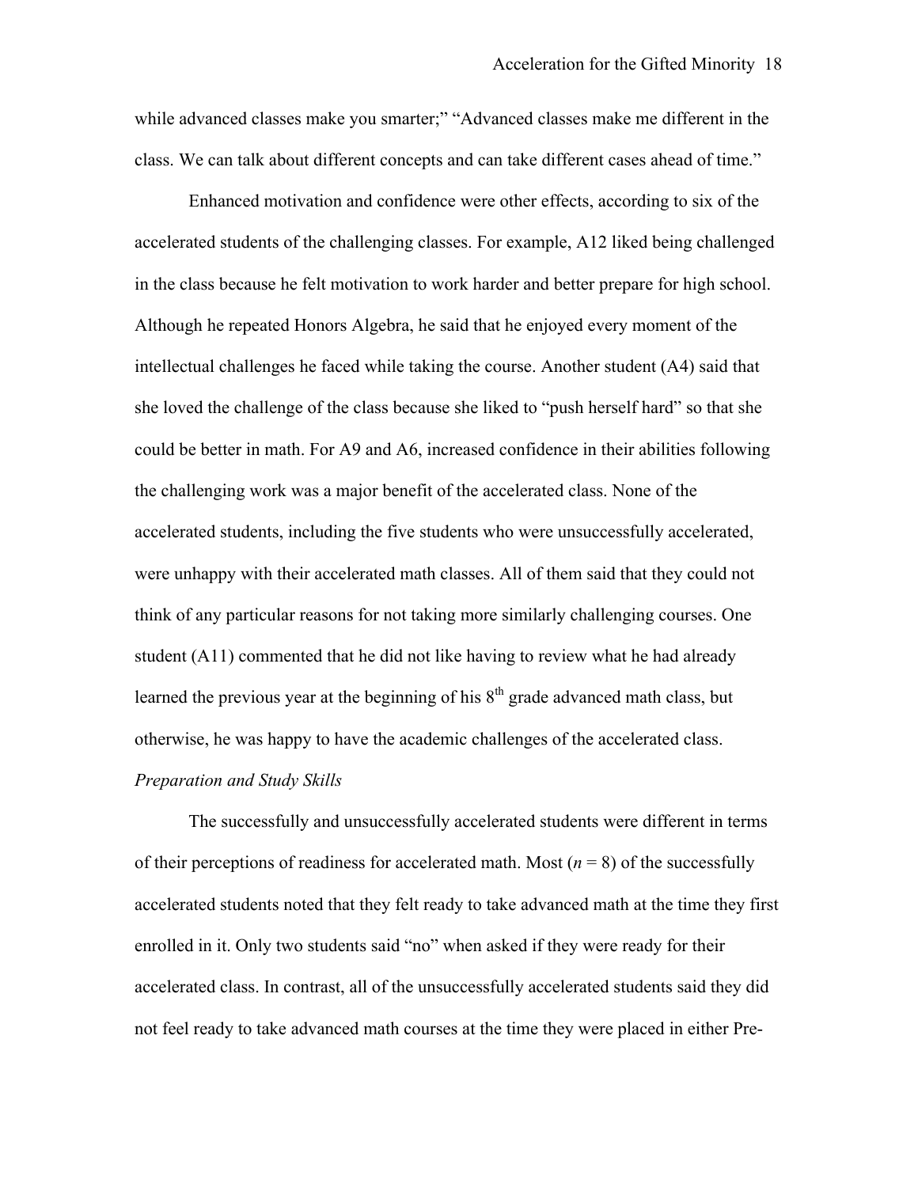while advanced classes make you smarter;" "Advanced classes make me different in the class. We can talk about different concepts and can take different cases ahead of time."

Enhanced motivation and confidence were other effects, according to six of the accelerated students of the challenging classes. For example, A12 liked being challenged in the class because he felt motivation to work harder and better prepare for high school. Although he repeated Honors Algebra, he said that he enjoyed every moment of the intellectual challenges he faced while taking the course. Another student (A4) said that she loved the challenge of the class because she liked to "push herself hard" so that she could be better in math. For A9 and A6, increased confidence in their abilities following the challenging work was a major benefit of the accelerated class. None of the accelerated students, including the five students who were unsuccessfully accelerated, were unhappy with their accelerated math classes. All of them said that they could not think of any particular reasons for not taking more similarly challenging courses. One student (A11) commented that he did not like having to review what he had already learned the previous year at the beginning of his 8th grade advanced math class, but otherwise, he was happy to have the academic challenges of the accelerated class.

*Preparation and Study Skills*

The successfully and unsuccessfully accelerated students were different in terms of their perceptions of readiness for accelerated math. Most ($n$ = 8) of the successfully accelerated students noted that they felt ready to take advanced math at the time they first enrolled in it. Only two students said "no" when asked if they were ready for their accelerated class. In contrast, all of the unsuccessfully accelerated students said they did not feel ready to take advanced math courses at the time they were placed in either Pre-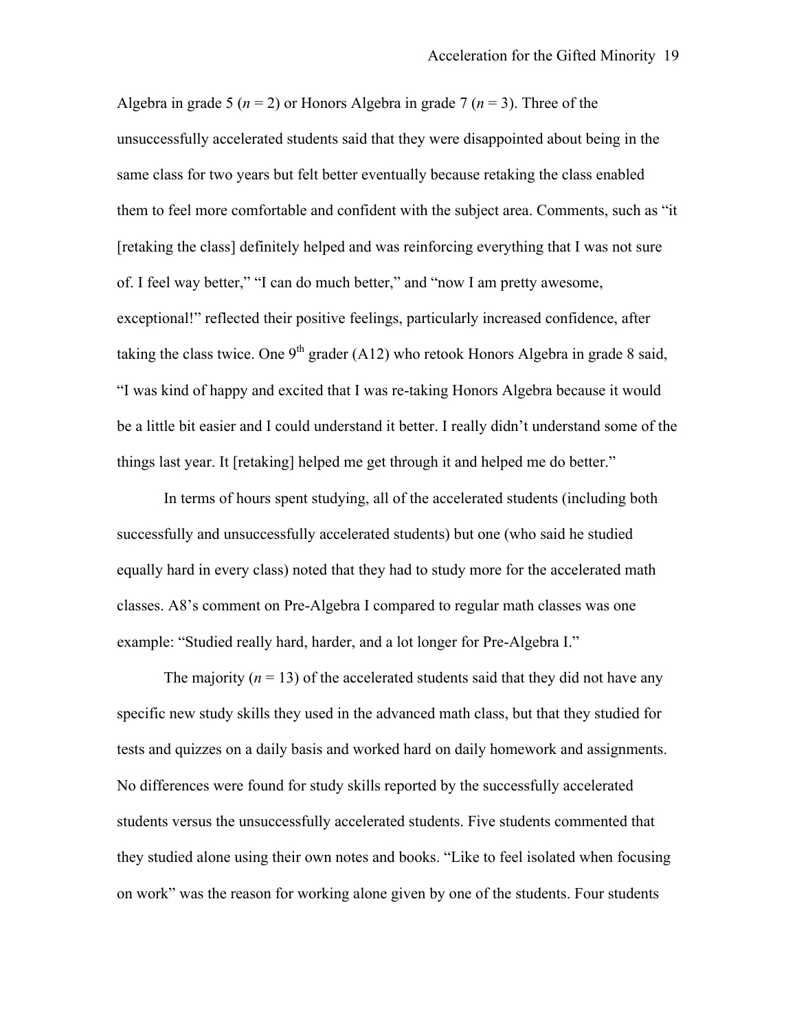Algebra in grade 5 ($n$ = 2) or Honors Algebra in grade 7 ($n$ = 3). Three of the unsuccessfully accelerated students said that they were disappointed about being in the same class for two years but felt better eventually because retaking the class enabled them to feel more comfortable and confident with the subject area. Comments, such as "it [retaking the class] definitely helped and was reinforcing everything that I was not sure of. I feel way better," "I can do much better," and "now I am pretty awesome, exceptional!" reflected their positive feelings, particularly increased confidence, after taking the class twice. One 9th grader (A12) who retook Honors Algebra in grade 8 said, "I was kind of happy and excited that I was re-taking Honors Algebra because it would be a little bit easier and I could understand it better. I really didn't understand some of the things last year. It [retaking] helped me get through it and helped me do better."

In terms of hours spent studying, all of the accelerated students (including both successfully and unsuccessfully accelerated students) but one (who said he studied equally hard in every class) noted that they had to study more for the accelerated math classes. A8's comment on Pre-Algebra I compared to regular math classes was one example: "Studied really hard, harder, and a lot longer for Pre-Algebra I."

The majority ($n$ = 13) of the accelerated students said that they did not have any specific new study skills they used in the advanced math class, but that they studied for tests and quizzes on a daily basis and worked hard on daily homework and assignments. No differences were found for study skills reported by the successfully accelerated students versus the unsuccessfully accelerated students. Five students commented that they studied alone using their own notes and books. "Like to feel isolated when focusing on work" was the reason for working alone given by one of the students. Four students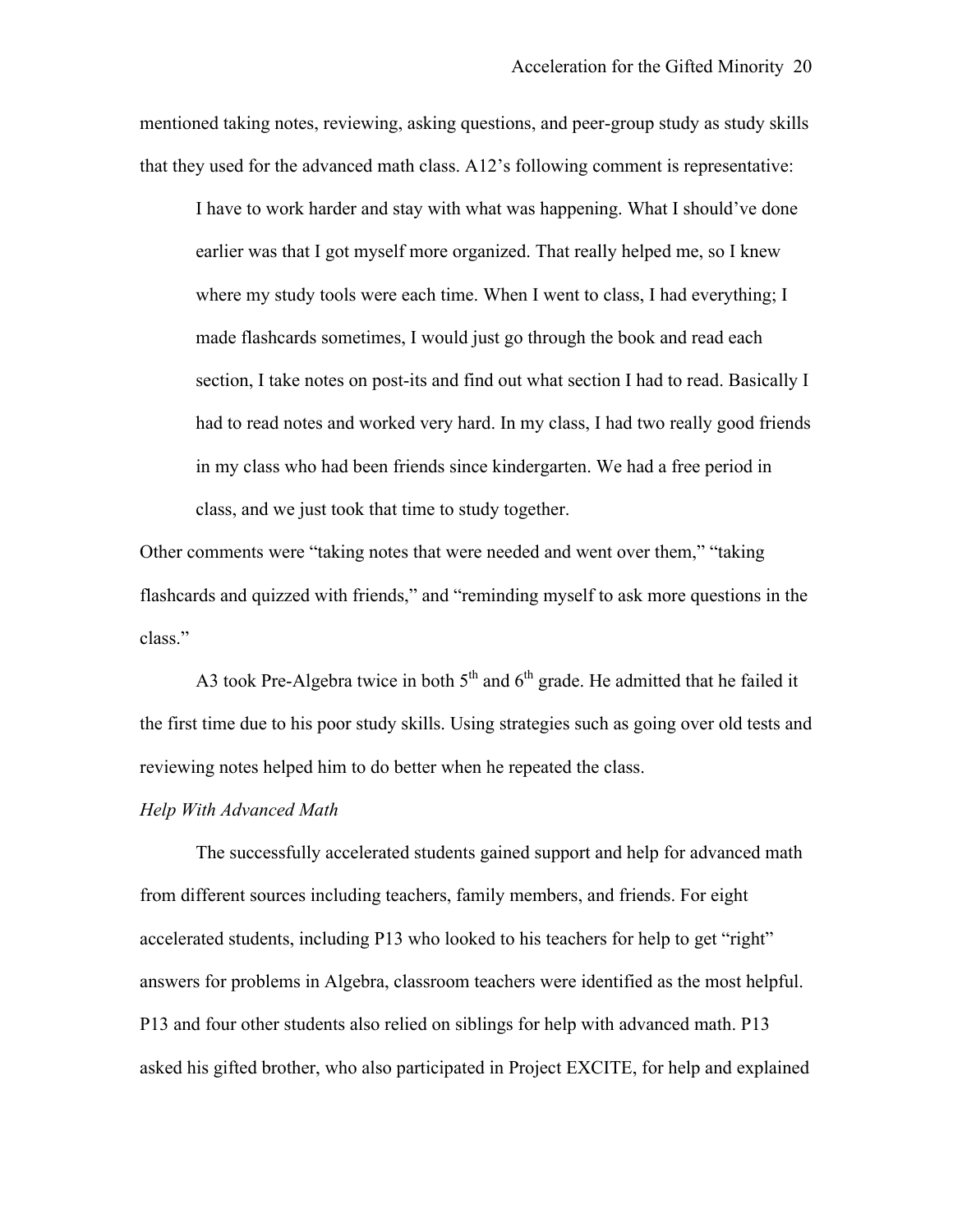mentioned taking notes, reviewing, asking questions, and peer-group study as study skills that they used for the advanced math class. A12's following comment is representative:

> I have to work harder and stay with what was happening. What I should've done earlier was that I got myself more organized. That really helped me, so I knew where my study tools were each time. When I went to class, I had everything; I made flashcards sometimes, I would just go through the book and read each section, I take notes on post-its and find out what section I had to read. Basically I had to read notes and worked very hard. In my class, I had two really good friends in my class who had been friends since kindergarten. We had a free period in class, and we just took that time to study together.

Other comments were "taking notes that were needed and went over them," "taking flashcards and quizzed with friends," and "reminding myself to ask more questions in the class."

A3 took Pre-Algebra twice in both 5th and 6th grade. He admitted that he failed it the first time due to his poor study skills. Using strategies such as going over old tests and reviewing notes helped him to do better when he repeated the class.

*Help With Advanced Math*

The successfully accelerated students gained support and help for advanced math from different sources including teachers, family members, and friends. For eight accelerated students, including P13 who looked to his teachers for help to get "right" answers for problems in Algebra, classroom teachers were identified as the most helpful. P13 and four other students also relied on siblings for help with advanced math. P13 asked his gifted brother, who also participated in Project EXCITE, for help and explained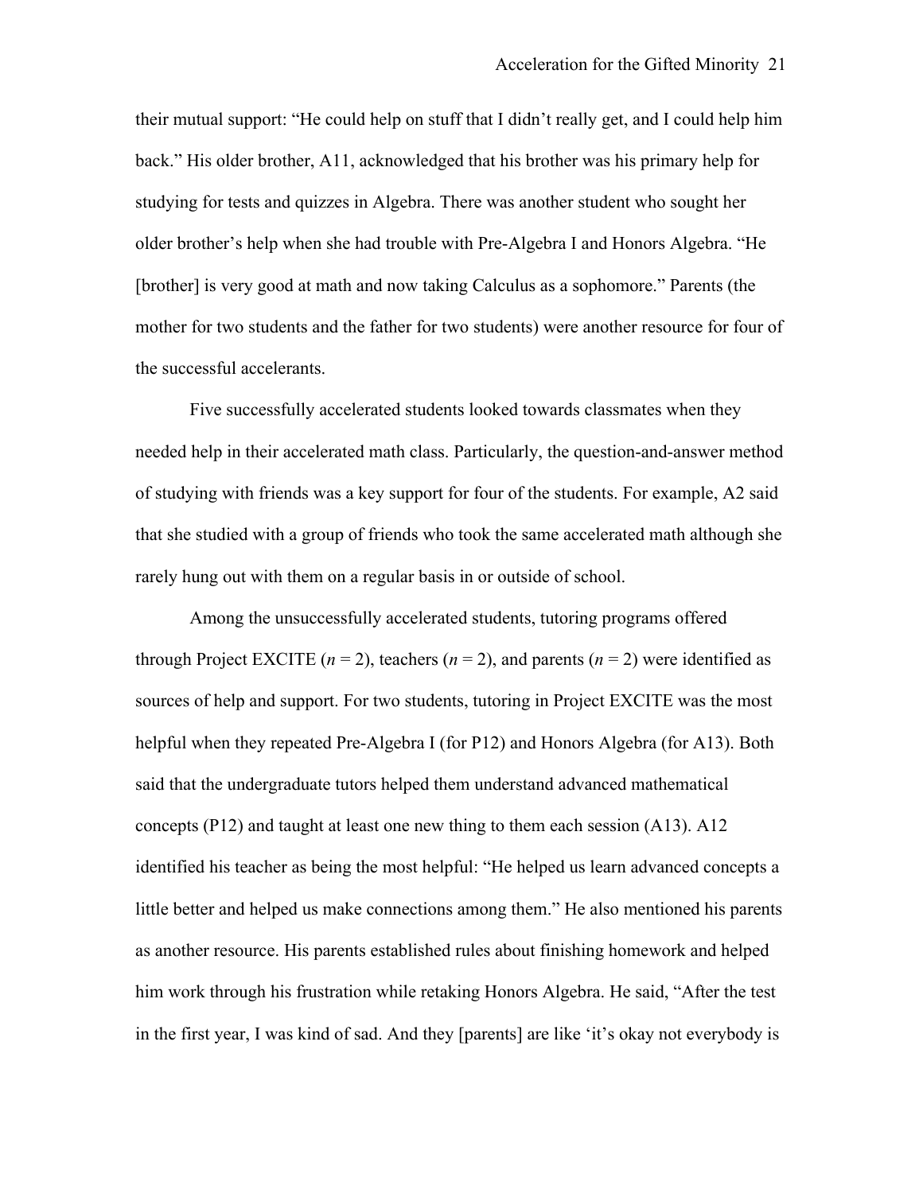their mutual support: “He could help on stuff that I didn’t really get, and I could help him back.” His older brother, A11, acknowledged that his brother was his primary help for studying for tests and quizzes in Algebra. There was another student who sought her older brother’s help when she had trouble with Pre-Algebra I and Honors Algebra. “He [brother] is very good at math and now taking Calculus as a sophomore.” Parents (the mother for two students and the father for two students) were another resource for four of the successful accelerants.

Five successfully accelerated students looked towards classmates when they needed help in their accelerated math class. Particularly, the question-and-answer method of studying with friends was a key support for four of the students. For example, A2 said that she studied with a group of friends who took the same accelerated math although she rarely hung out with them on a regular basis in or outside of school.

Among the unsuccessfully accelerated students, tutoring programs offered through Project EXCITE ($n$ = 2), teachers ($n$ = 2), and parents ($n$ = 2) were identified as sources of help and support. For two students, tutoring in Project EXCITE was the most helpful when they repeated Pre-Algebra I (for P12) and Honors Algebra (for A13). Both said that the undergraduate tutors helped them understand advanced mathematical concepts (P12) and taught at least one new thing to them each session (A13). A12 identified his teacher as being the most helpful: “He helped us learn advanced concepts a little better and helped us make connections among them.” He also mentioned his parents as another resource. His parents established rules about finishing homework and helped him work through his frustration while retaking Honors Algebra. He said, “After the test in the first year, I was kind of sad. And they [parents] are like ‘it’s okay not everybody is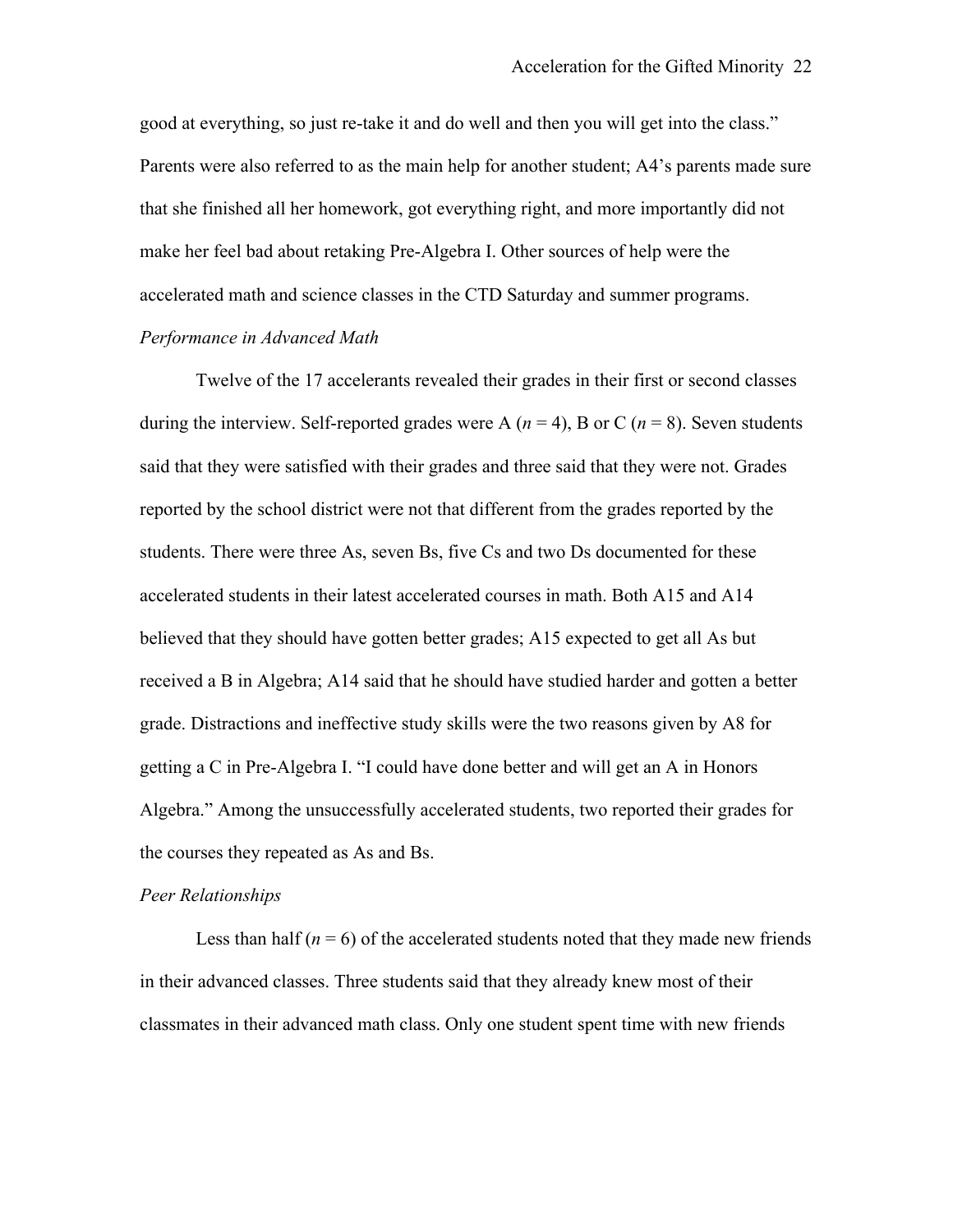good at everything, so just re-take it and do well and then you will get into the class." Parents were also referred to as the main help for another student; A4's parents made sure that she finished all her homework, got everything right, and more importantly did not make her feel bad about retaking Pre-Algebra I. Other sources of help were the accelerated math and science classes in the CTD Saturday and summer programs.

*Performance in Advanced Math*

Twelve of the 17 accelerants revealed their grades in their first or second classes during the interview. Self-reported grades were A ($n$ = 4), B or C ($n$ = 8). Seven students said that they were satisfied with their grades and three said that they were not. Grades reported by the school district were not that different from the grades reported by the students. There were three As, seven Bs, five Cs and two Ds documented for these accelerated students in their latest accelerated courses in math. Both A15 and A14 believed that they should have gotten better grades; A15 expected to get all As but received a B in Algebra; A14 said that he should have studied harder and gotten a better grade. Distractions and ineffective study skills were the two reasons given by A8 for getting a C in Pre-Algebra I. "I could have done better and will get an A in Honors Algebra." Among the unsuccessfully accelerated students, two reported their grades for the courses they repeated as As and Bs.

*Peer Relationships*

Less than half ($n$ = 6) of the accelerated students noted that they made new friends in their advanced classes. Three students said that they already knew most of their classmates in their advanced math class. Only one student spent time with new friends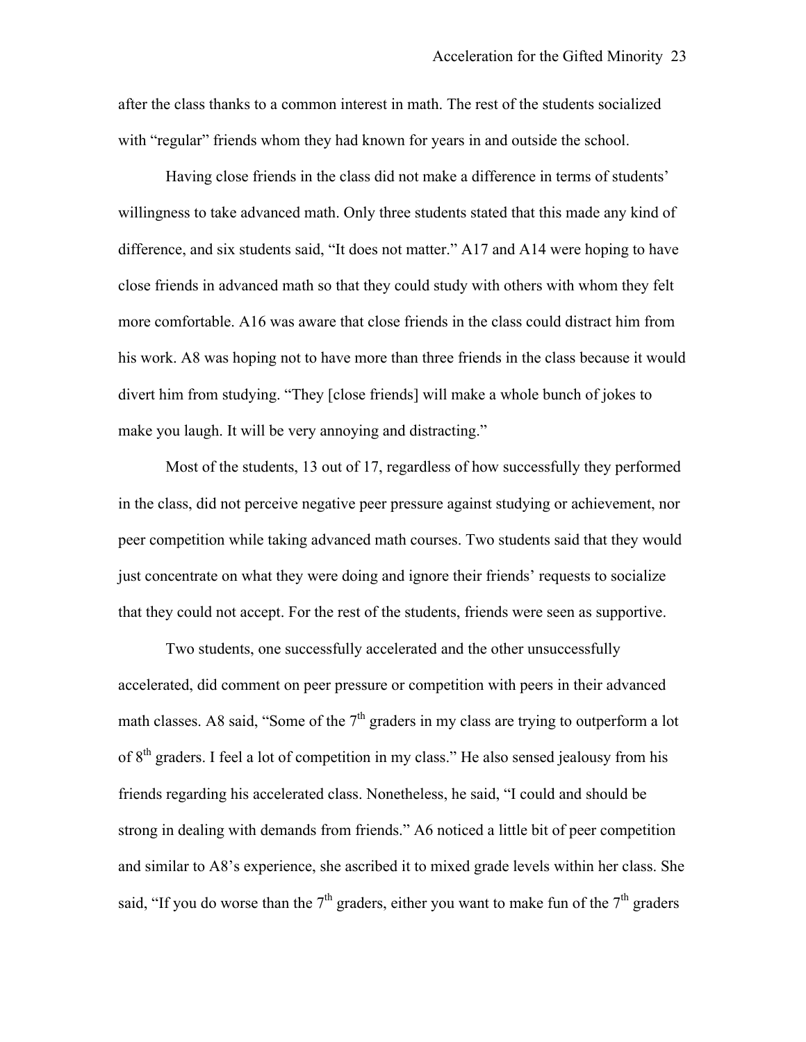after the class thanks to a common interest in math. The rest of the students socialized with "regular" friends whom they had known for years in and outside the school.

Having close friends in the class did not make a difference in terms of students' willingness to take advanced math. Only three students stated that this made any kind of difference, and six students said, "It does not matter." A17 and A14 were hoping to have close friends in advanced math so that they could study with others with whom they felt more comfortable. A16 was aware that close friends in the class could distract him from his work. A8 was hoping not to have more than three friends in the class because it would divert him from studying. "They [close friends] will make a whole bunch of jokes to make you laugh. It will be very annoying and distracting."

Most of the students, 13 out of 17, regardless of how successfully they performed in the class, did not perceive negative peer pressure against studying or achievement, nor peer competition while taking advanced math courses. Two students said that they would just concentrate on what they were doing and ignore their friends' requests to socialize that they could not accept. For the rest of the students, friends were seen as supportive.

Two students, one successfully accelerated and the other unsuccessfully accelerated, did comment on peer pressure or competition with peers in their advanced math classes. A8 said, "Some of the 7th graders in my class are trying to outperform a lot of 8th graders. I feel a lot of competition in my class." He also sensed jealousy from his friends regarding his accelerated class. Nonetheless, he said, "I could and should be strong in dealing with demands from friends." A6 noticed a little bit of peer competition and similar to A8's experience, she ascribed it to mixed grade levels within her class. She said, "If you do worse than the 7th graders, either you want to make fun of the 7th graders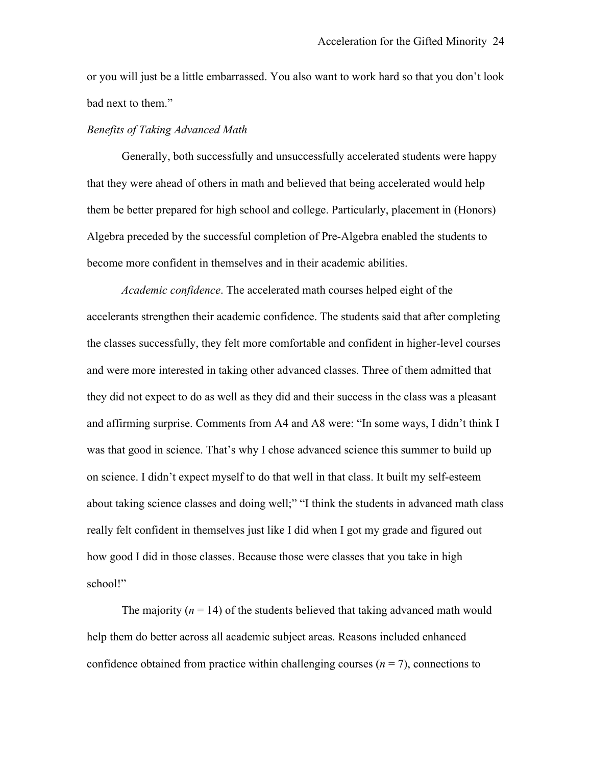or you will just be a little embarrassed. You also want to work hard so that you don't look bad next to them."

*Benefits of Taking Advanced Math*

Generally, both successfully and unsuccessfully accelerated students were happy that they were ahead of others in math and believed that being accelerated would help them be better prepared for high school and college. Particularly, placement in (Honors) Algebra preceded by the successful completion of Pre-Algebra enabled the students to become more confident in themselves and in their academic abilities.

*Academic confidence*. The accelerated math courses helped eight of the accelerants strengthen their academic confidence. The students said that after completing the classes successfully, they felt more comfortable and confident in higher-level courses and were more interested in taking other advanced classes. Three of them admitted that they did not expect to do as well as they did and their success in the class was a pleasant and affirming surprise. Comments from A4 and A8 were: "In some ways, I didn't think I was that good in science. That's why I chose advanced science this summer to build up on science. I didn't expect myself to do that well in that class. It built my self-esteem about taking science classes and doing well;" "I think the students in advanced math class really felt confident in themselves just like I did when I got my grade and figured out how good I did in those classes. Because those were classes that you take in high school!"

The majority ($n$ = 14) of the students believed that taking advanced math would help them do better across all academic subject areas. Reasons included enhanced confidence obtained from practice within challenging courses ($n$ = 7), connections to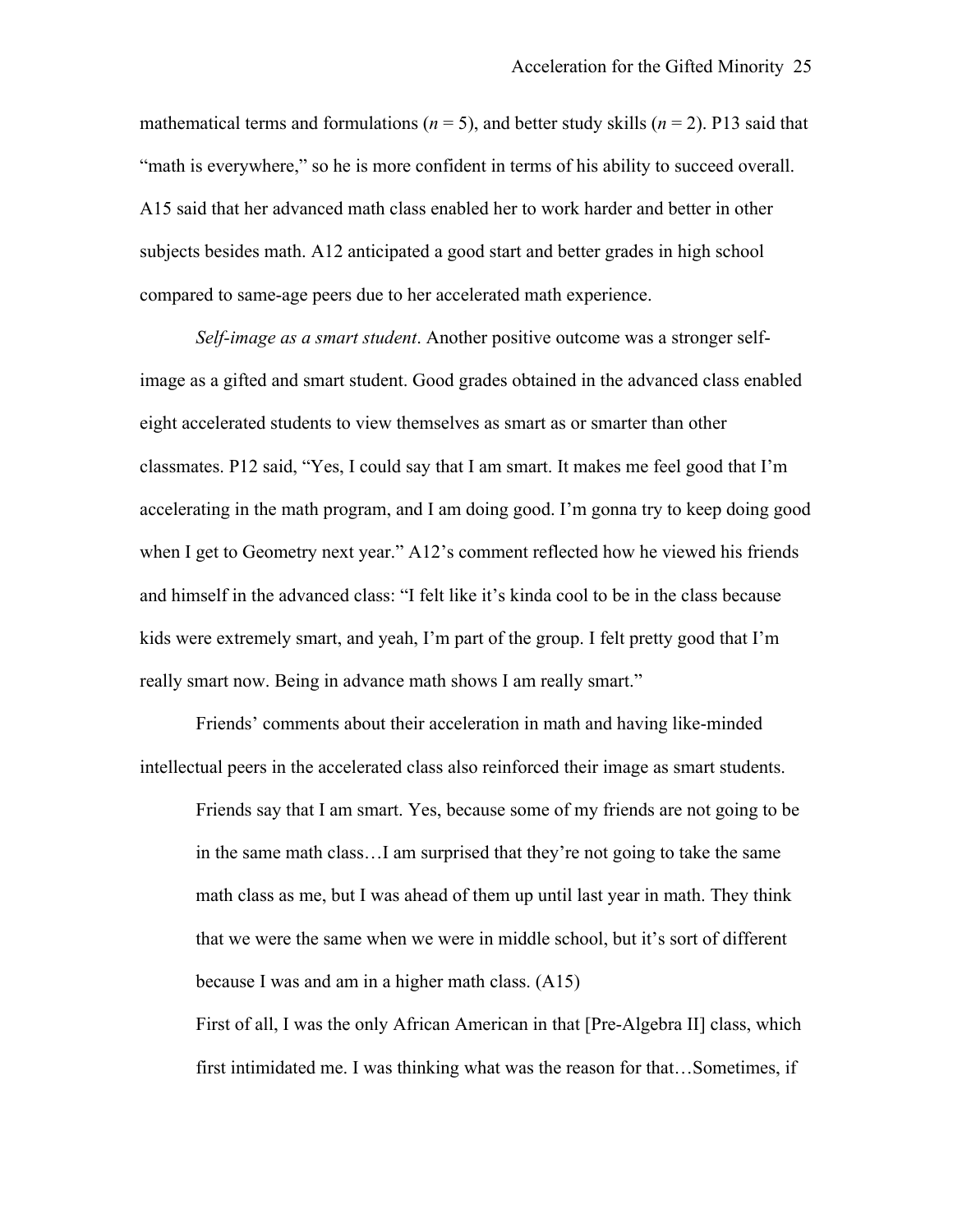mathematical terms and formulations ($n = 5$), and better study skills ($n = 2$). P13 said that "math is everywhere," so he is more confident in terms of his ability to succeed overall. A15 said that her advanced math class enabled her to work harder and better in other subjects besides math. A12 anticipated a good start and better grades in high school compared to same-age peers due to her accelerated math experience.

*Self-image as a smart student*. Another positive outcome was a stronger self-image as a gifted and smart student. Good grades obtained in the advanced class enabled eight accelerated students to view themselves as smart as or smarter than other classmates. P12 said, "Yes, I could say that I am smart. It makes me feel good that I'm accelerating in the math program, and I am doing good. I'm gonna try to keep doing good when I get to Geometry next year." A12's comment reflected how he viewed his friends and himself in the advanced class: "I felt like it's kinda cool to be in the class because kids were extremely smart, and yeah, I'm part of the group. I felt pretty good that I'm really smart now. Being in advance math shows I am really smart."

Friends' comments about their acceleration in math and having like-minded intellectual peers in the accelerated class also reinforced their image as smart students.

> Friends say that I am smart. Yes, because some of my friends are not going to be in the same math class…I am surprised that they're not going to take the same math class as me, but I was ahead of them up until last year in math. They think that we were the same when we were in middle school, but it's sort of different because I was and am in a higher math class. (A15)
>
> First of all, I was the only African American in that [Pre-Algebra II] class, which first intimidated me. I was thinking what was the reason for that…Sometimes, if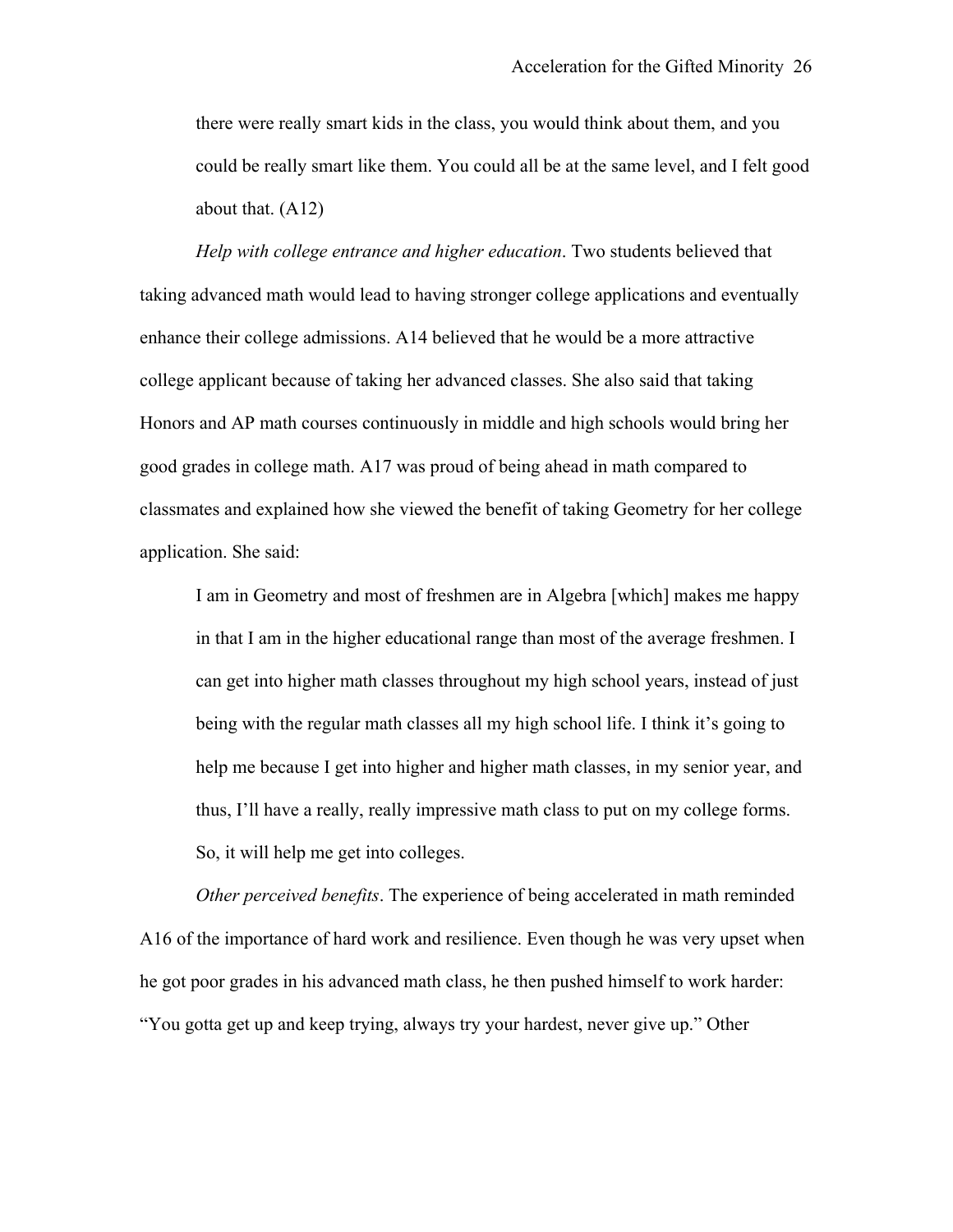> there were really smart kids in the class, you would think about them, and you could be really smart like them. You could all be at the same level, and I felt good about that. (A12)

*Help with college entrance and higher education*. Two students believed that taking advanced math would lead to having stronger college applications and eventually enhance their college admissions. A14 believed that he would be a more attractive college applicant because of taking her advanced classes. She also said that taking Honors and AP math courses continuously in middle and high schools would bring her good grades in college math. A17 was proud of being ahead in math compared to classmates and explained how she viewed the benefit of taking Geometry for her college application. She said:

> I am in Geometry and most of freshmen are in Algebra [which] makes me happy in that I am in the higher educational range than most of the average freshmen. I can get into higher math classes throughout my high school years, instead of just being with the regular math classes all my high school life. I think it's going to help me because I get into higher and higher math classes, in my senior year, and thus, I'll have a really, really impressive math class to put on my college forms. So, it will help me get into colleges.

*Other perceived benefits*. The experience of being accelerated in math reminded A16 of the importance of hard work and resilience. Even though he was very upset when he got poor grades in his advanced math class, he then pushed himself to work harder: "You gotta get up and keep trying, always try your hardest, never give up." Other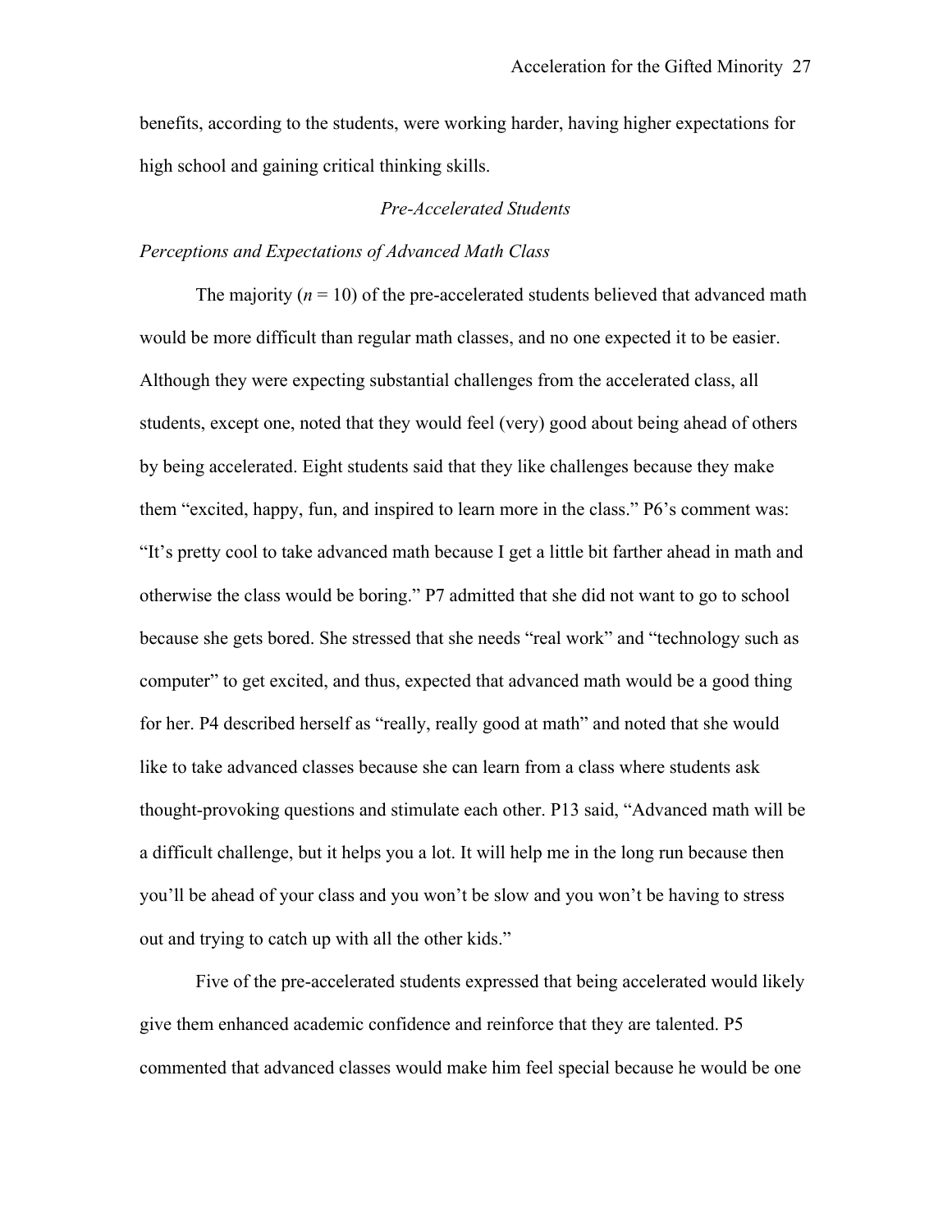benefits, according to the students, were working harder, having higher expectations for high school and gaining critical thinking skills.

### *Pre-Accelerated Students*

#### *Perceptions and Expectations of Advanced Math Class*

The majority ($n$ = 10) of the pre-accelerated students believed that advanced math would be more difficult than regular math classes, and no one expected it to be easier. Although they were expecting substantial challenges from the accelerated class, all students, except one, noted that they would feel (very) good about being ahead of others by being accelerated. Eight students said that they like challenges because they make them "excited, happy, fun, and inspired to learn more in the class." P6's comment was: "It's pretty cool to take advanced math because I get a little bit farther ahead in math and otherwise the class would be boring." P7 admitted that she did not want to go to school because she gets bored. She stressed that she needs "real work" and "technology such as computer" to get excited, and thus, expected that advanced math would be a good thing for her. P4 described herself as "really, really good at math" and noted that she would like to take advanced classes because she can learn from a class where students ask thought-provoking questions and stimulate each other. P13 said, "Advanced math will be a difficult challenge, but it helps you a lot. It will help me in the long run because then you'll be ahead of your class and you won't be slow and you won't be having to stress out and trying to catch up with all the other kids."

Five of the pre-accelerated students expressed that being accelerated would likely give them enhanced academic confidence and reinforce that they are talented. P5 commented that advanced classes would make him feel special because he would be one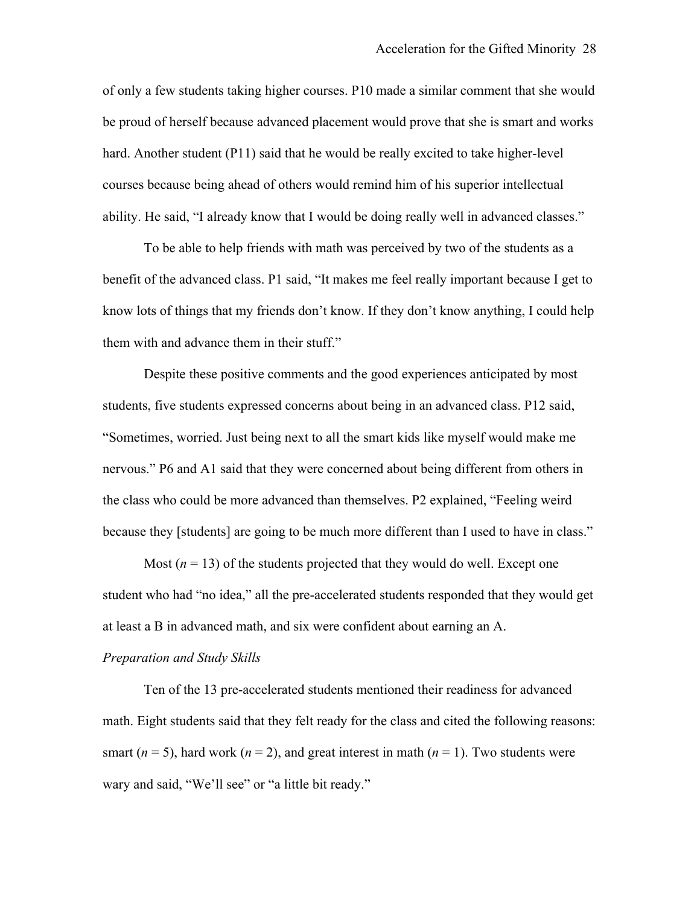of only a few students taking higher courses. P10 made a similar comment that she would be proud of herself because advanced placement would prove that she is smart and works hard. Another student (P11) said that he would be really excited to take higher-level courses because being ahead of others would remind him of his superior intellectual ability. He said, "I already know that I would be doing really well in advanced classes."

To be able to help friends with math was perceived by two of the students as a benefit of the advanced class. P1 said, "It makes me feel really important because I get to know lots of things that my friends don't know. If they don't know anything, I could help them with and advance them in their stuff."

Despite these positive comments and the good experiences anticipated by most students, five students expressed concerns about being in an advanced class. P12 said, "Sometimes, worried. Just being next to all the smart kids like myself would make me nervous." P6 and A1 said that they were concerned about being different from others in the class who could be more advanced than themselves. P2 explained, "Feeling weird because they [students] are going to be much more different than I used to have in class."

Most ($n = 13$) of the students projected that they would do well. Except one student who had "no idea," all the pre-accelerated students responded that they would get at least a B in advanced math, and six were confident about earning an A.

*Preparation and Study Skills*

Ten of the 13 pre-accelerated students mentioned their readiness for advanced math. Eight students said that they felt ready for the class and cited the following reasons: smart ($n = 5$), hard work ($n = 2$), and great interest in math ($n = 1$). Two students were wary and said, "We'll see" or "a little bit ready."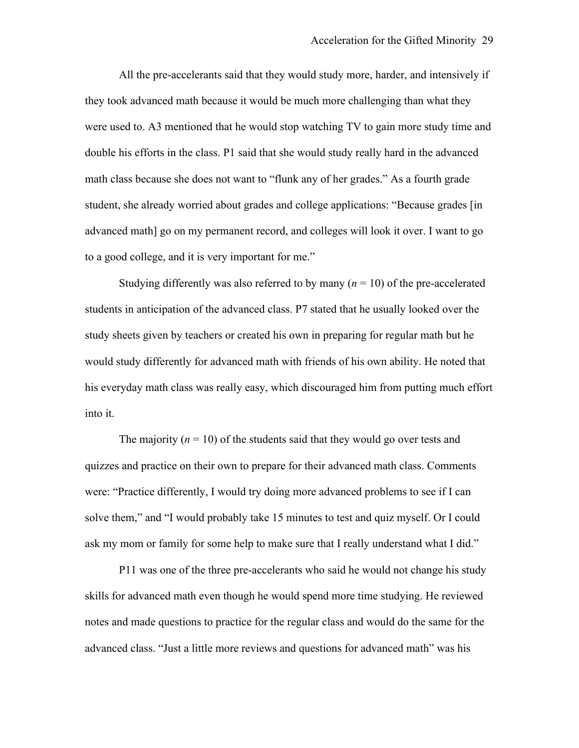All the pre-accelerants said that they would study more, harder, and intensively if they took advanced math because it would be much more challenging than what they were used to. A3 mentioned that he would stop watching TV to gain more study time and double his efforts in the class. P1 said that she would study really hard in the advanced math class because she does not want to "flunk any of her grades." As a fourth grade student, she already worried about grades and college applications: "Because grades [in advanced math] go on my permanent record, and colleges will look it over. I want to go to a good college, and it is very important for me."

Studying differently was also referred to by many (*n* = 10) of the pre-accelerated students in anticipation of the advanced class. P7 stated that he usually looked over the study sheets given by teachers or created his own in preparing for regular math but he would study differently for advanced math with friends of his own ability. He noted that his everyday math class was really easy, which discouraged him from putting much effort into it.

The majority (*n* = 10) of the students said that they would go over tests and quizzes and practice on their own to prepare for their advanced math class. Comments were: "Practice differently, I would try doing more advanced problems to see if I can solve them," and "I would probably take 15 minutes to test and quiz myself. Or I could ask my mom or family for some help to make sure that I really understand what I did."

P11 was one of the three pre-accelerants who said he would not change his study skills for advanced math even though he would spend more time studying. He reviewed notes and made questions to practice for the regular class and would do the same for the advanced class. "Just a little more reviews and questions for advanced math" was his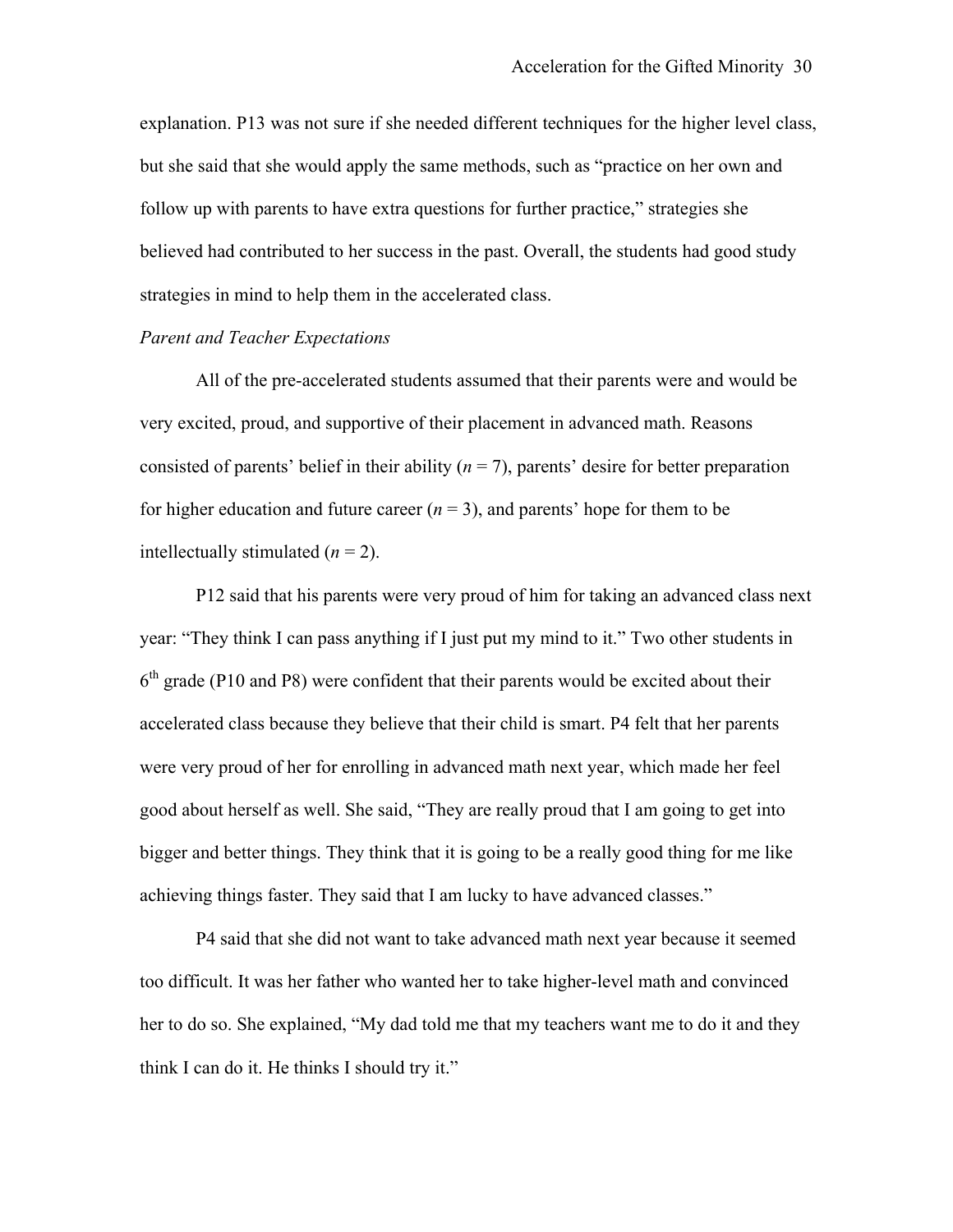explanation. P13 was not sure if she needed different techniques for the higher level class, but she said that she would apply the same methods, such as "practice on her own and follow up with parents to have extra questions for further practice," strategies she believed had contributed to her success in the past. Overall, the students had good study strategies in mind to help them in the accelerated class.

*Parent and Teacher Expectations*

All of the pre-accelerated students assumed that their parents were and would be very excited, proud, and supportive of their placement in advanced math. Reasons consisted of parents' belief in their ability ($n = 7$), parents' desire for better preparation for higher education and future career ($n = 3$), and parents' hope for them to be intellectually stimulated ($n = 2$).

P12 said that his parents were very proud of him for taking an advanced class next year: "They think I can pass anything if I just put my mind to it." Two other students in 6th grade (P10 and P8) were confident that their parents would be excited about their accelerated class because they believe that their child is smart. P4 felt that her parents were very proud of her for enrolling in advanced math next year, which made her feel good about herself as well. She said, "They are really proud that I am going to get into bigger and better things. They think that it is going to be a really good thing for me like achieving things faster. They said that I am lucky to have advanced classes."

P4 said that she did not want to take advanced math next year because it seemed too difficult. It was her father who wanted her to take higher-level math and convinced her to do so. She explained, "My dad told me that my teachers want me to do it and they think I can do it. He thinks I should try it."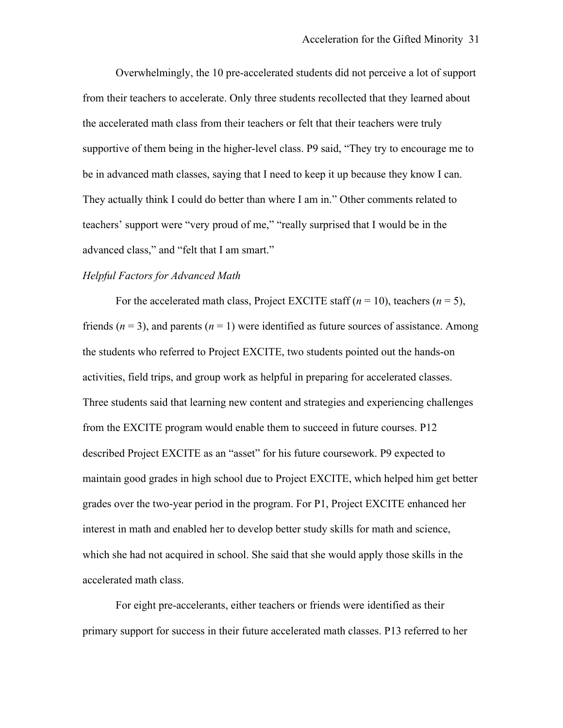Overwhelmingly, the 10 pre-accelerated students did not perceive a lot of support from their teachers to accelerate. Only three students recollected that they learned about the accelerated math class from their teachers or felt that their teachers were truly supportive of them being in the higher-level class. P9 said, "They try to encourage me to be in advanced math classes, saying that I need to keep it up because they know I can. They actually think I could do better than where I am in." Other comments related to teachers' support were "very proud of me," "really surprised that I would be in the advanced class," and "felt that I am smart."

*Helpful Factors for Advanced Math*

For the accelerated math class, Project EXCITE staff ($n = 10$), teachers ($n = 5$), friends ($n = 3$), and parents ($n = 1$) were identified as future sources of assistance. Among the students who referred to Project EXCITE, two students pointed out the hands-on activities, field trips, and group work as helpful in preparing for accelerated classes. Three students said that learning new content and strategies and experiencing challenges from the EXCITE program would enable them to succeed in future courses. P12 described Project EXCITE as an "asset" for his future coursework. P9 expected to maintain good grades in high school due to Project EXCITE, which helped him get better grades over the two-year period in the program. For P1, Project EXCITE enhanced her interest in math and enabled her to develop better study skills for math and science, which she had not acquired in school. She said that she would apply those skills in the accelerated math class.

For eight pre-accelerants, either teachers or friends were identified as their primary support for success in their future accelerated math classes. P13 referred to her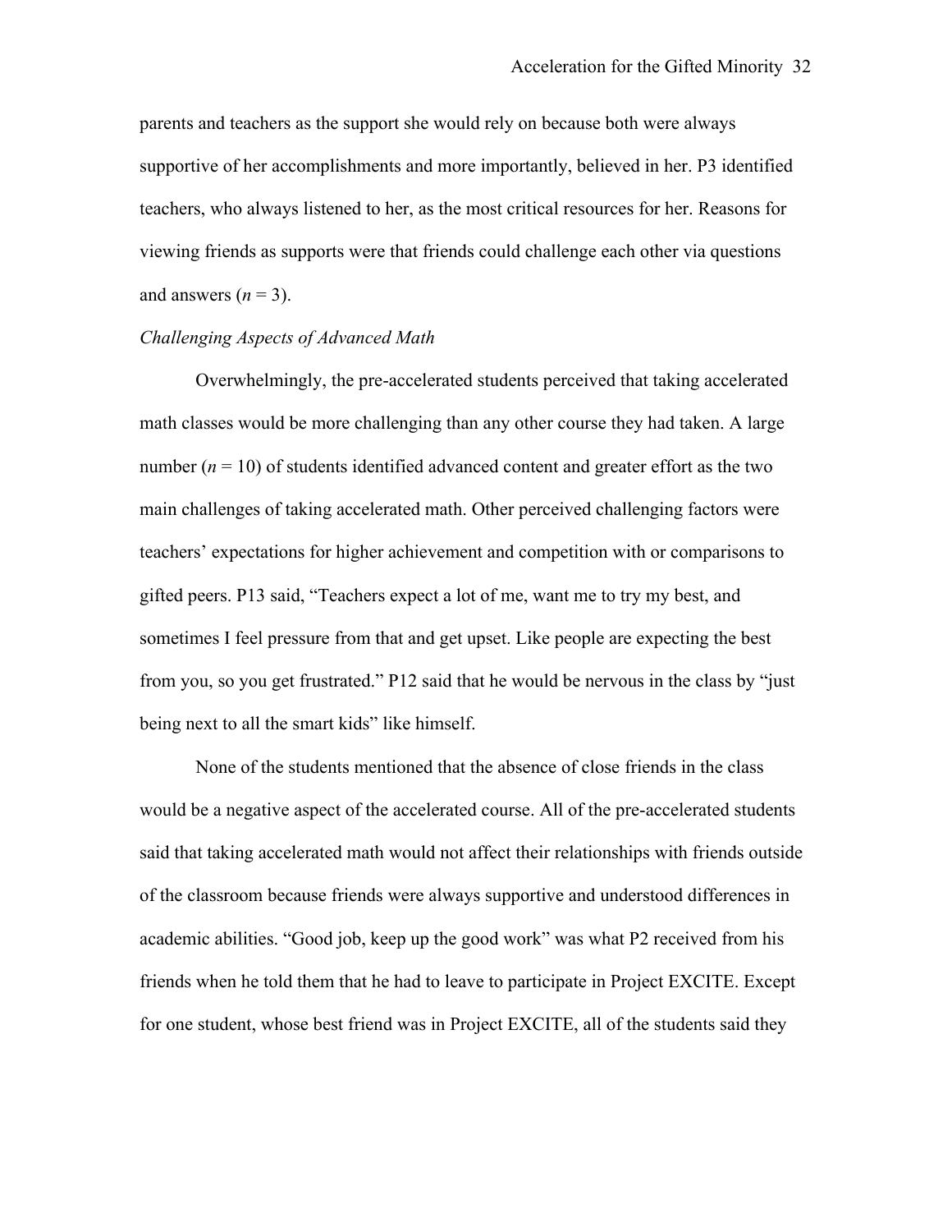parents and teachers as the support she would rely on because both were always supportive of her accomplishments and more importantly, believed in her. P3 identified teachers, who always listened to her, as the most critical resources for her. Reasons for viewing friends as supports were that friends could challenge each other via questions and answers ($n = 3$).

*Challenging Aspects of Advanced Math*

Overwhelmingly, the pre-accelerated students perceived that taking accelerated math classes would be more challenging than any other course they had taken. A large number ($n = 10$) of students identified advanced content and greater effort as the two main challenges of taking accelerated math. Other perceived challenging factors were teachers' expectations for higher achievement and competition with or comparisons to gifted peers. P13 said, "Teachers expect a lot of me, want me to try my best, and sometimes I feel pressure from that and get upset. Like people are expecting the best from you, so you get frustrated." P12 said that he would be nervous in the class by "just being next to all the smart kids" like himself.

None of the students mentioned that the absence of close friends in the class would be a negative aspect of the accelerated course. All of the pre-accelerated students said that taking accelerated math would not affect their relationships with friends outside of the classroom because friends were always supportive and understood differences in academic abilities. "Good job, keep up the good work" was what P2 received from his friends when he told them that he had to leave to participate in Project EXCITE. Except for one student, whose best friend was in Project EXCITE, all of the students said they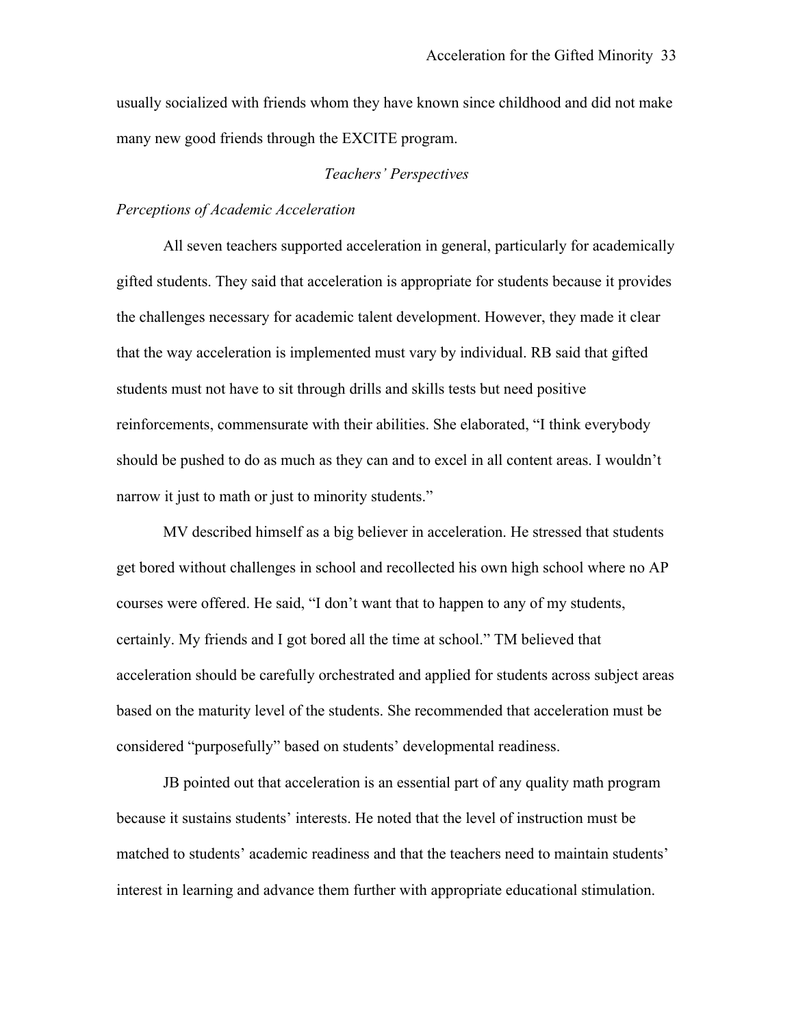usually socialized with friends whom they have known since childhood and did not make many new good friends through the EXCITE program.

## *Teachers' Perspectives*

### *Perceptions of Academic Acceleration*

All seven teachers supported acceleration in general, particularly for academically gifted students. They said that acceleration is appropriate for students because it provides the challenges necessary for academic talent development. However, they made it clear that the way acceleration is implemented must vary by individual. RB said that gifted students must not have to sit through drills and skills tests but need positive reinforcements, commensurate with their abilities. She elaborated, "I think everybody should be pushed to do as much as they can and to excel in all content areas. I wouldn't narrow it just to math or just to minority students."

MV described himself as a big believer in acceleration. He stressed that students get bored without challenges in school and recollected his own high school where no AP courses were offered. He said, "I don't want that to happen to any of my students, certainly. My friends and I got bored all the time at school." TM believed that acceleration should be carefully orchestrated and applied for students across subject areas based on the maturity level of the students. She recommended that acceleration must be considered "purposefully" based on students' developmental readiness.

JB pointed out that acceleration is an essential part of any quality math program because it sustains students' interests. He noted that the level of instruction must be matched to students' academic readiness and that the teachers need to maintain students' interest in learning and advance them further with appropriate educational stimulation.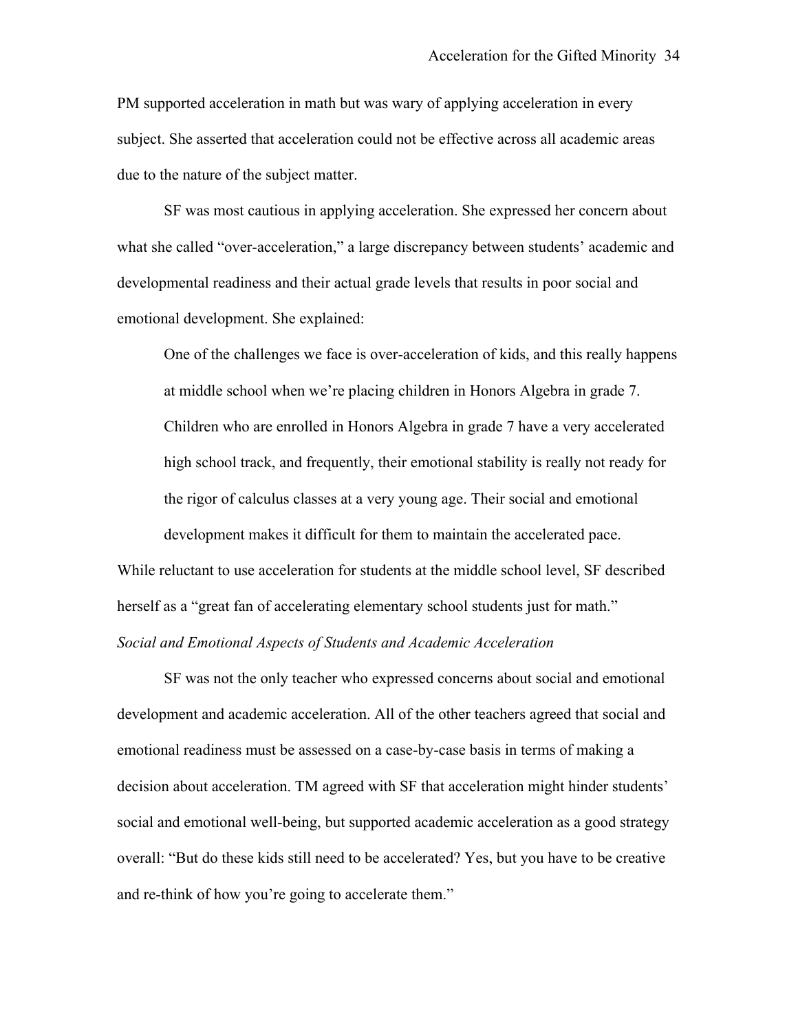PM supported acceleration in math but was wary of applying acceleration in every subject. She asserted that acceleration could not be effective across all academic areas due to the nature of the subject matter.

SF was most cautious in applying acceleration. She expressed her concern about what she called "over-acceleration," a large discrepancy between students' academic and developmental readiness and their actual grade levels that results in poor social and emotional development. She explained:

> One of the challenges we face is over-acceleration of kids, and this really happens at middle school when we're placing children in Honors Algebra in grade 7. Children who are enrolled in Honors Algebra in grade 7 have a very accelerated high school track, and frequently, their emotional stability is really not ready for the rigor of calculus classes at a very young age. Their social and emotional development makes it difficult for them to maintain the accelerated pace.

While reluctant to use acceleration for students at the middle school level, SF described herself as a "great fan of accelerating elementary school students just for math."

*Social and Emotional Aspects of Students and Academic Acceleration*

SF was not the only teacher who expressed concerns about social and emotional development and academic acceleration. All of the other teachers agreed that social and emotional readiness must be assessed on a case-by-case basis in terms of making a decision about acceleration. TM agreed with SF that acceleration might hinder students' social and emotional well-being, but supported academic acceleration as a good strategy overall: "But do these kids still need to be accelerated? Yes, but you have to be creative and re-think of how you're going to accelerate them."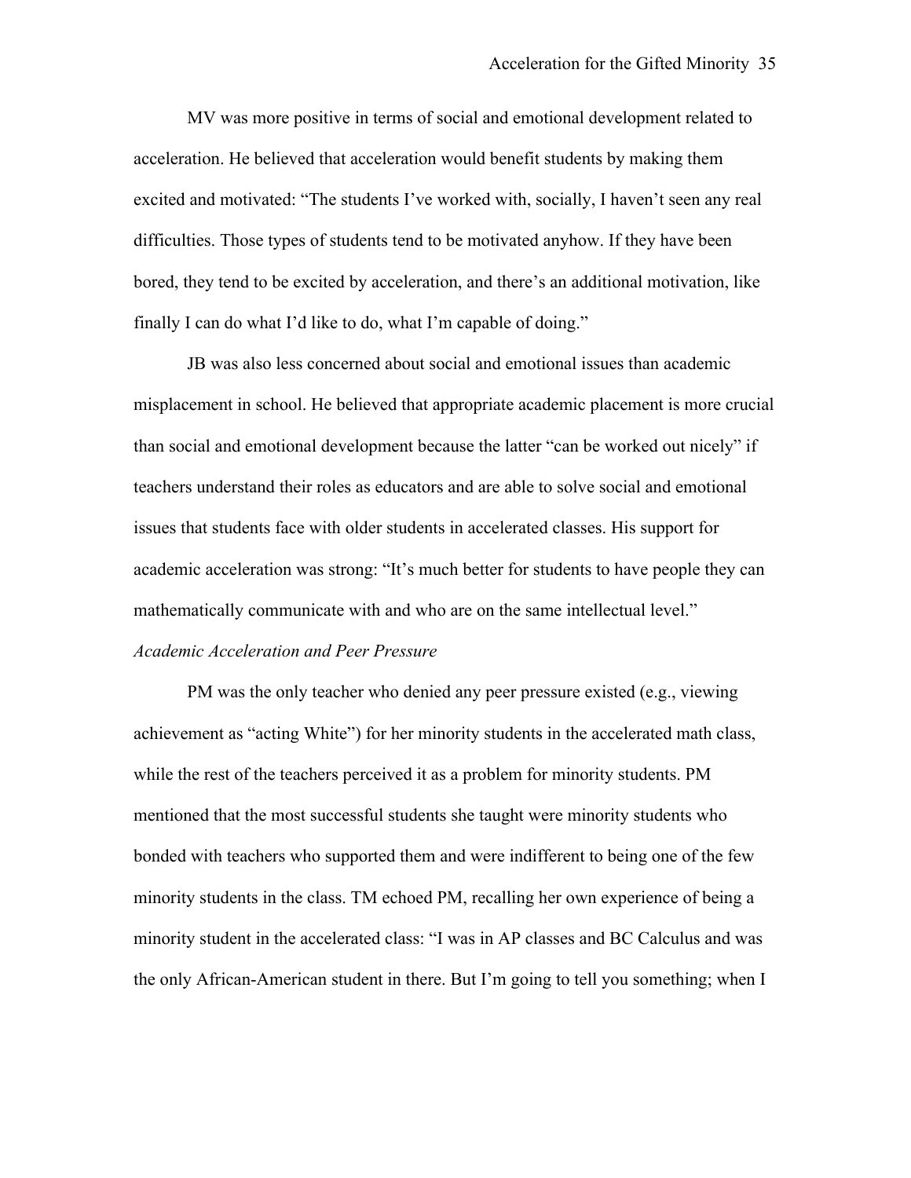MV was more positive in terms of social and emotional development related to acceleration. He believed that acceleration would benefit students by making them excited and motivated: “The students I’ve worked with, socially, I haven’t seen any real difficulties. Those types of students tend to be motivated anyhow. If they have been bored, they tend to be excited by acceleration, and there’s an additional motivation, like finally I can do what I’d like to do, what I’m capable of doing.”

JB was also less concerned about social and emotional issues than academic misplacement in school. He believed that appropriate academic placement is more crucial than social and emotional development because the latter “can be worked out nicely” if teachers understand their roles as educators and are able to solve social and emotional issues that students face with older students in accelerated classes. His support for academic acceleration was strong: “It’s much better for students to have people they can mathematically communicate with and who are on the same intellectual level.”

*Academic Acceleration and Peer Pressure*

PM was the only teacher who denied any peer pressure existed (e.g., viewing achievement as “acting White”) for her minority students in the accelerated math class, while the rest of the teachers perceived it as a problem for minority students. PM mentioned that the most successful students she taught were minority students who bonded with teachers who supported them and were indifferent to being one of the few minority students in the class. TM echoed PM, recalling her own experience of being a minority student in the accelerated class: “I was in AP classes and BC Calculus and was the only African-American student in there. But I’m going to tell you something; when I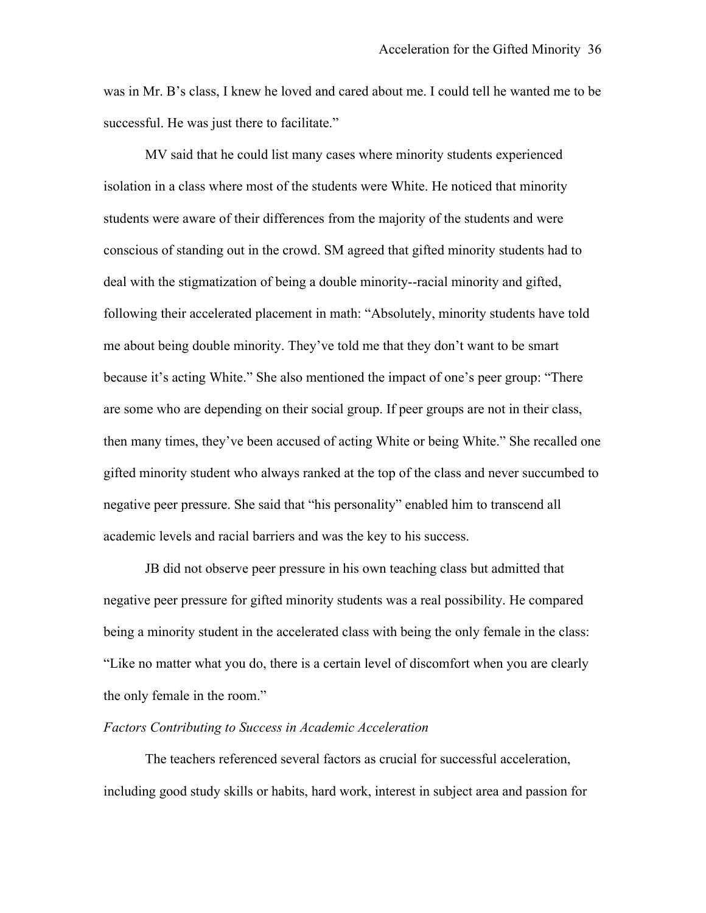was in Mr. B's class, I knew he loved and cared about me. I could tell he wanted me to be successful. He was just there to facilitate."

MV said that he could list many cases where minority students experienced isolation in a class where most of the students were White. He noticed that minority students were aware of their differences from the majority of the students and were conscious of standing out in the crowd. SM agreed that gifted minority students had to deal with the stigmatization of being a double minority--racial minority and gifted, following their accelerated placement in math: "Absolutely, minority students have told me about being double minority. They've told me that they don't want to be smart because it's acting White." She also mentioned the impact of one's peer group: "There are some who are depending on their social group. If peer groups are not in their class, then many times, they've been accused of acting White or being White." She recalled one gifted minority student who always ranked at the top of the class and never succumbed to negative peer pressure. She said that "his personality" enabled him to transcend all academic levels and racial barriers and was the key to his success.

JB did not observe peer pressure in his own teaching class but admitted that negative peer pressure for gifted minority students was a real possibility. He compared being a minority student in the accelerated class with being the only female in the class: "Like no matter what you do, there is a certain level of discomfort when you are clearly the only female in the room."

*Factors Contributing to Success in Academic Acceleration*

The teachers referenced several factors as crucial for successful acceleration, including good study skills or habits, hard work, interest in subject area and passion for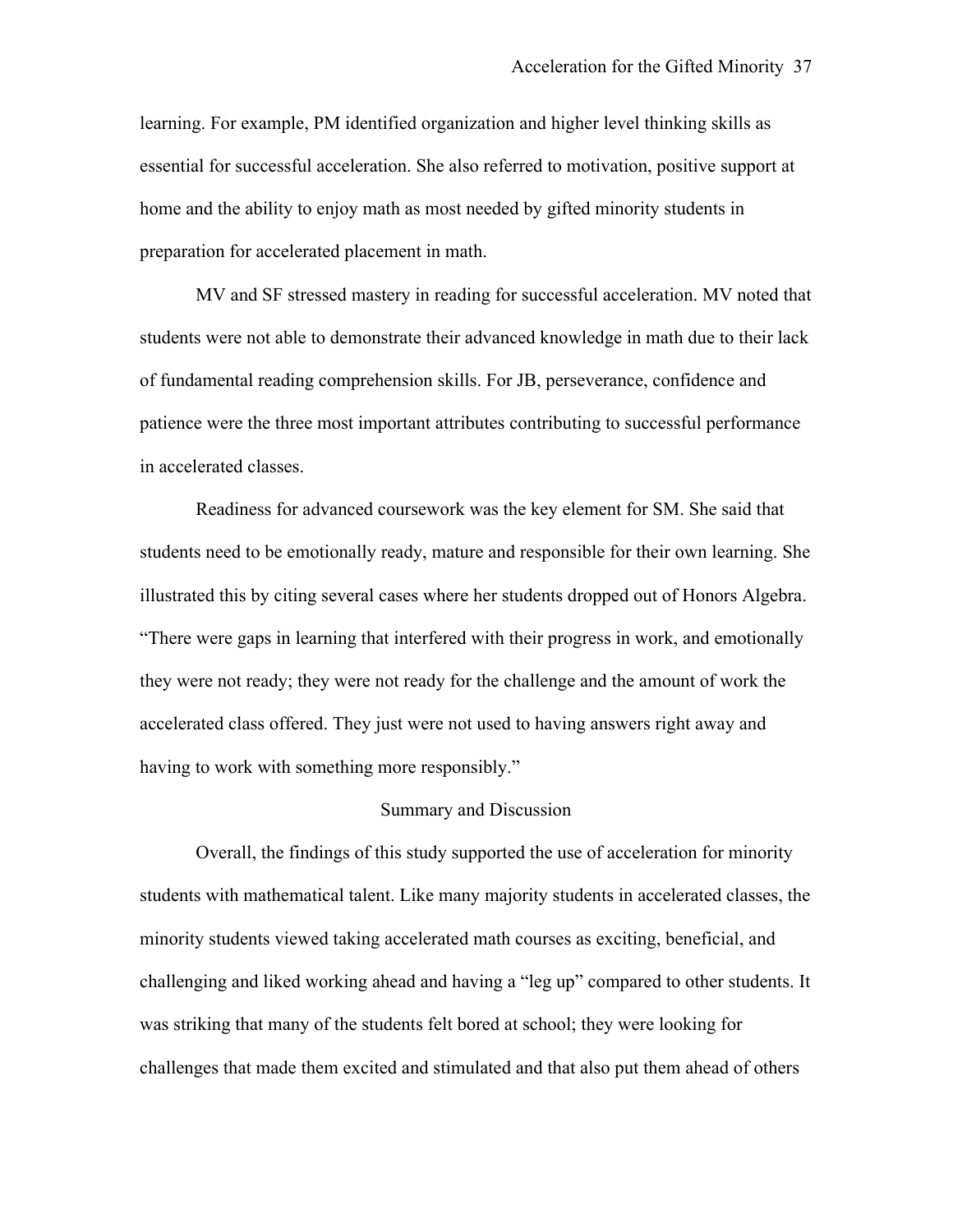learning. For example, PM identified organization and higher level thinking skills as essential for successful acceleration. She also referred to motivation, positive support at home and the ability to enjoy math as most needed by gifted minority students in preparation for accelerated placement in math.

MV and SF stressed mastery in reading for successful acceleration. MV noted that students were not able to demonstrate their advanced knowledge in math due to their lack of fundamental reading comprehension skills. For JB, perseverance, confidence and patience were the three most important attributes contributing to successful performance in accelerated classes.

Readiness for advanced coursework was the key element for SM. She said that students need to be emotionally ready, mature and responsible for their own learning. She illustrated this by citing several cases where her students dropped out of Honors Algebra. "There were gaps in learning that interfered with their progress in work, and emotionally they were not ready; they were not ready for the challenge and the amount of work the accelerated class offered. They just were not used to having answers right away and having to work with something more responsibly."

## Summary and Discussion

Overall, the findings of this study supported the use of acceleration for minority students with mathematical talent. Like many majority students in accelerated classes, the minority students viewed taking accelerated math courses as exciting, beneficial, and challenging and liked working ahead and having a "leg up" compared to other students. It was striking that many of the students felt bored at school; they were looking for challenges that made them excited and stimulated and that also put them ahead of others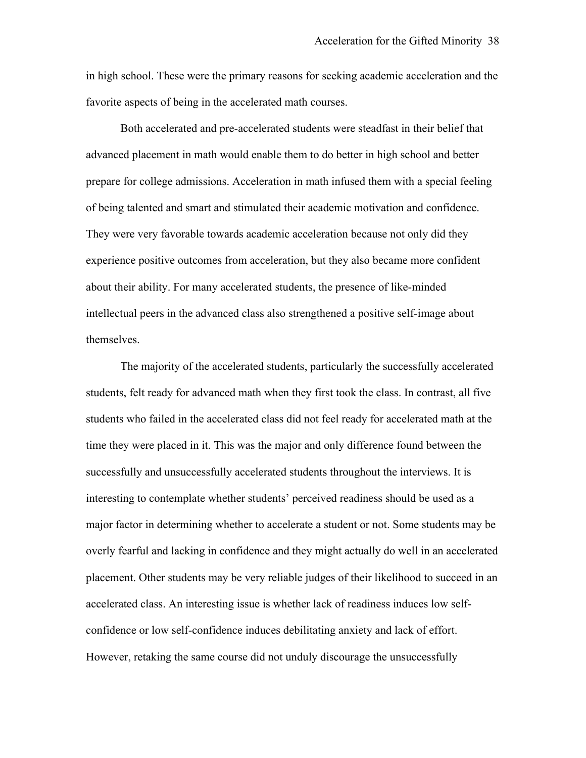in high school. These were the primary reasons for seeking academic acceleration and the favorite aspects of being in the accelerated math courses.

Both accelerated and pre-accelerated students were steadfast in their belief that advanced placement in math would enable them to do better in high school and better prepare for college admissions. Acceleration in math infused them with a special feeling of being talented and smart and stimulated their academic motivation and confidence. They were very favorable towards academic acceleration because not only did they experience positive outcomes from acceleration, but they also became more confident about their ability. For many accelerated students, the presence of like-minded intellectual peers in the advanced class also strengthened a positive self-image about themselves.

The majority of the accelerated students, particularly the successfully accelerated students, felt ready for advanced math when they first took the class. In contrast, all five students who failed in the accelerated class did not feel ready for accelerated math at the time they were placed in it. This was the major and only difference found between the successfully and unsuccessfully accelerated students throughout the interviews. It is interesting to contemplate whether students' perceived readiness should be used as a major factor in determining whether to accelerate a student or not. Some students may be overly fearful and lacking in confidence and they might actually do well in an accelerated placement. Other students may be very reliable judges of their likelihood to succeed in an accelerated class. An interesting issue is whether lack of readiness induces low self-confidence or low self-confidence induces debilitating anxiety and lack of effort. However, retaking the same course did not unduly discourage the unsuccessfully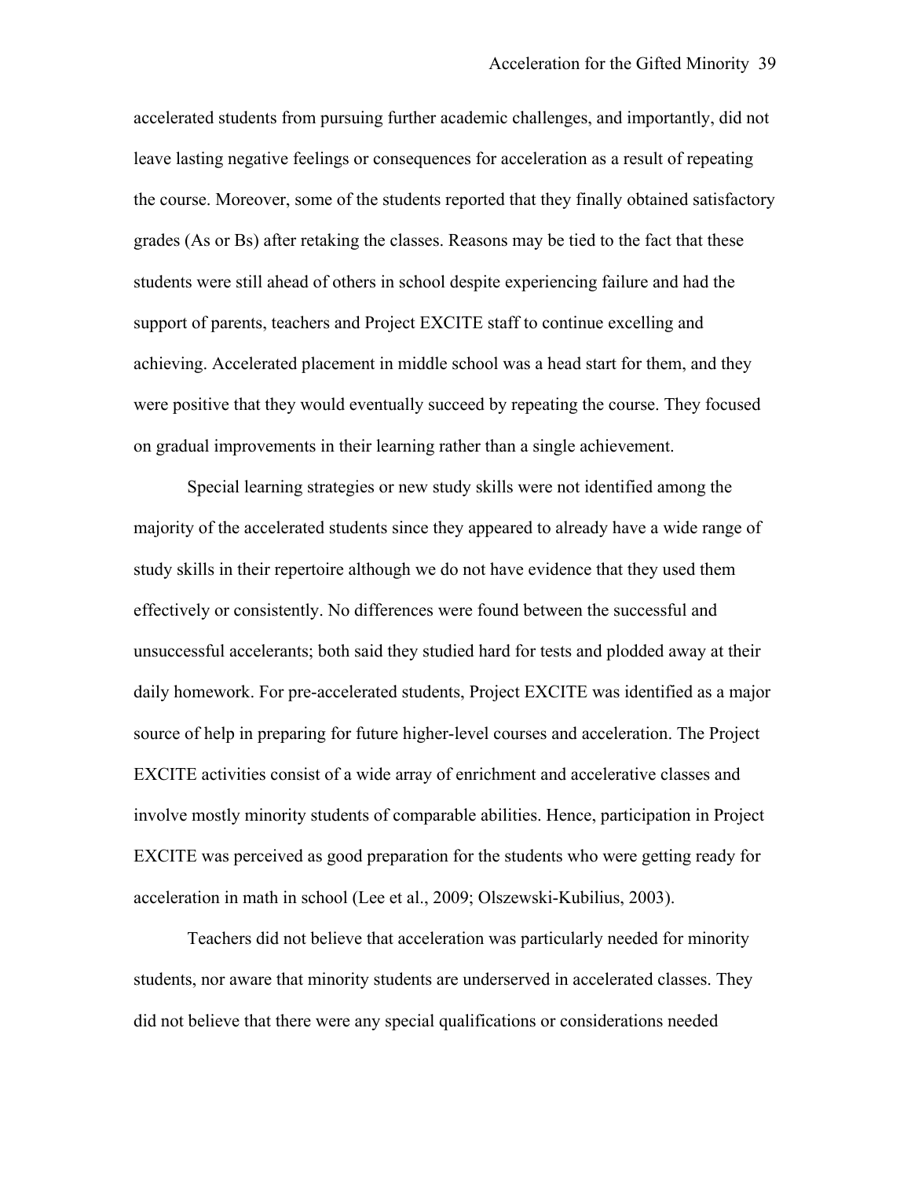accelerated students from pursuing further academic challenges, and importantly, did not leave lasting negative feelings or consequences for acceleration as a result of repeating the course. Moreover, some of the students reported that they finally obtained satisfactory grades (As or Bs) after retaking the classes. Reasons may be tied to the fact that these students were still ahead of others in school despite experiencing failure and had the support of parents, teachers and Project EXCITE staff to continue excelling and achieving. Accelerated placement in middle school was a head start for them, and they were positive that they would eventually succeed by repeating the course. They focused on gradual improvements in their learning rather than a single achievement.

Special learning strategies or new study skills were not identified among the majority of the accelerated students since they appeared to already have a wide range of study skills in their repertoire although we do not have evidence that they used them effectively or consistently. No differences were found between the successful and unsuccessful accelerants; both said they studied hard for tests and plodded away at their daily homework. For pre-accelerated students, Project EXCITE was identified as a major source of help in preparing for future higher-level courses and acceleration. The Project EXCITE activities consist of a wide array of enrichment and accelerative classes and involve mostly minority students of comparable abilities. Hence, participation in Project EXCITE was perceived as good preparation for the students who were getting ready for acceleration in math in school (Lee et al., 2009; Olszewski-Kubilius, 2003).

Teachers did not believe that acceleration was particularly needed for minority students, nor aware that minority students are underserved in accelerated classes. They did not believe that there were any special qualifications or considerations needed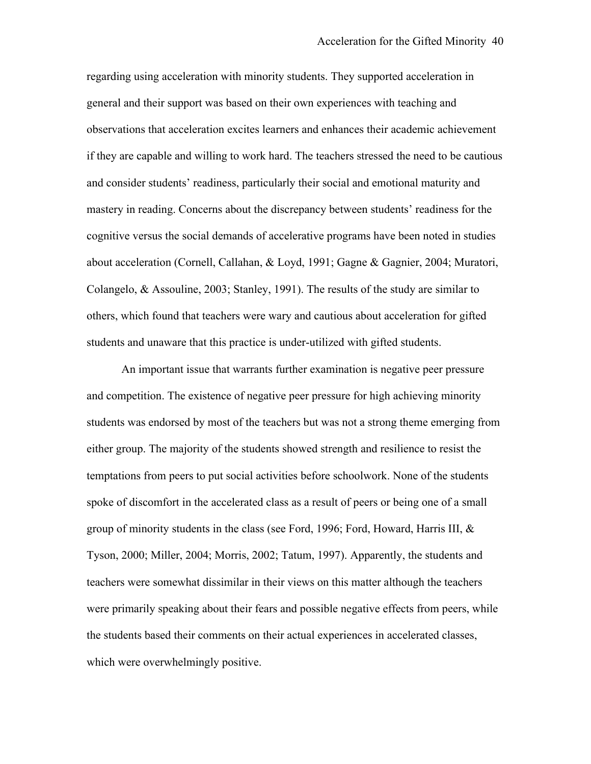regarding using acceleration with minority students. They supported acceleration in general and their support was based on their own experiences with teaching and observations that acceleration excites learners and enhances their academic achievement if they are capable and willing to work hard. The teachers stressed the need to be cautious and consider students' readiness, particularly their social and emotional maturity and mastery in reading. Concerns about the discrepancy between students' readiness for the cognitive versus the social demands of accelerative programs have been noted in studies about acceleration (Cornell, Callahan, & Loyd, 1991; Gagne & Gagnier, 2004; Muratori, Colangelo, & Assouline, 2003; Stanley, 1991). The results of the study are similar to others, which found that teachers were wary and cautious about acceleration for gifted students and unaware that this practice is under-utilized with gifted students.

An important issue that warrants further examination is negative peer pressure and competition. The existence of negative peer pressure for high achieving minority students was endorsed by most of the teachers but was not a strong theme emerging from either group. The majority of the students showed strength and resilience to resist the temptations from peers to put social activities before schoolwork. None of the students spoke of discomfort in the accelerated class as a result of peers or being one of a small group of minority students in the class (see Ford, 1996; Ford, Howard, Harris III, & Tyson, 2000; Miller, 2004; Morris, 2002; Tatum, 1997). Apparently, the students and teachers were somewhat dissimilar in their views on this matter although the teachers were primarily speaking about their fears and possible negative effects from peers, while the students based their comments on their actual experiences in accelerated classes, which were overwhelmingly positive.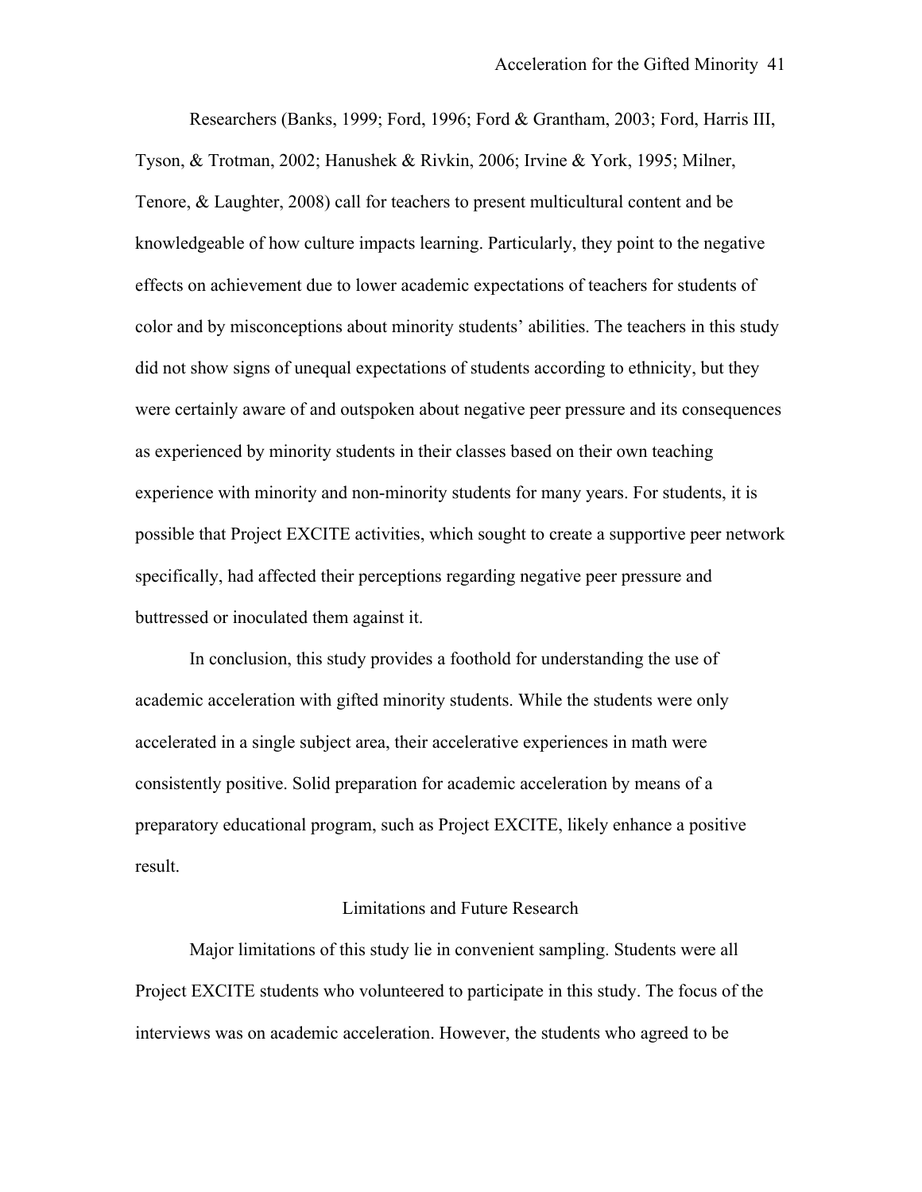Researchers (Banks, 1999; Ford, 1996; Ford & Grantham, 2003; Ford, Harris III, Tyson, & Trotman, 2002; Hanushek & Rivkin, 2006; Irvine & York, 1995; Milner, Tenore, & Laughter, 2008) call for teachers to present multicultural content and be knowledgeable of how culture impacts learning. Particularly, they point to the negative effects on achievement due to lower academic expectations of teachers for students of color and by misconceptions about minority students' abilities. The teachers in this study did not show signs of unequal expectations of students according to ethnicity, but they were certainly aware of and outspoken about negative peer pressure and its consequences as experienced by minority students in their classes based on their own teaching experience with minority and non-minority students for many years. For students, it is possible that Project EXCITE activities, which sought to create a supportive peer network specifically, had affected their perceptions regarding negative peer pressure and buttressed or inoculated them against it.

In conclusion, this study provides a foothold for understanding the use of academic acceleration with gifted minority students. While the students were only accelerated in a single subject area, their accelerative experiences in math were consistently positive. Solid preparation for academic acceleration by means of a preparatory educational program, such as Project EXCITE, likely enhance a positive result.

## Limitations and Future Research

Major limitations of this study lie in convenient sampling. Students were all Project EXCITE students who volunteered to participate in this study. The focus of the interviews was on academic acceleration. However, the students who agreed to be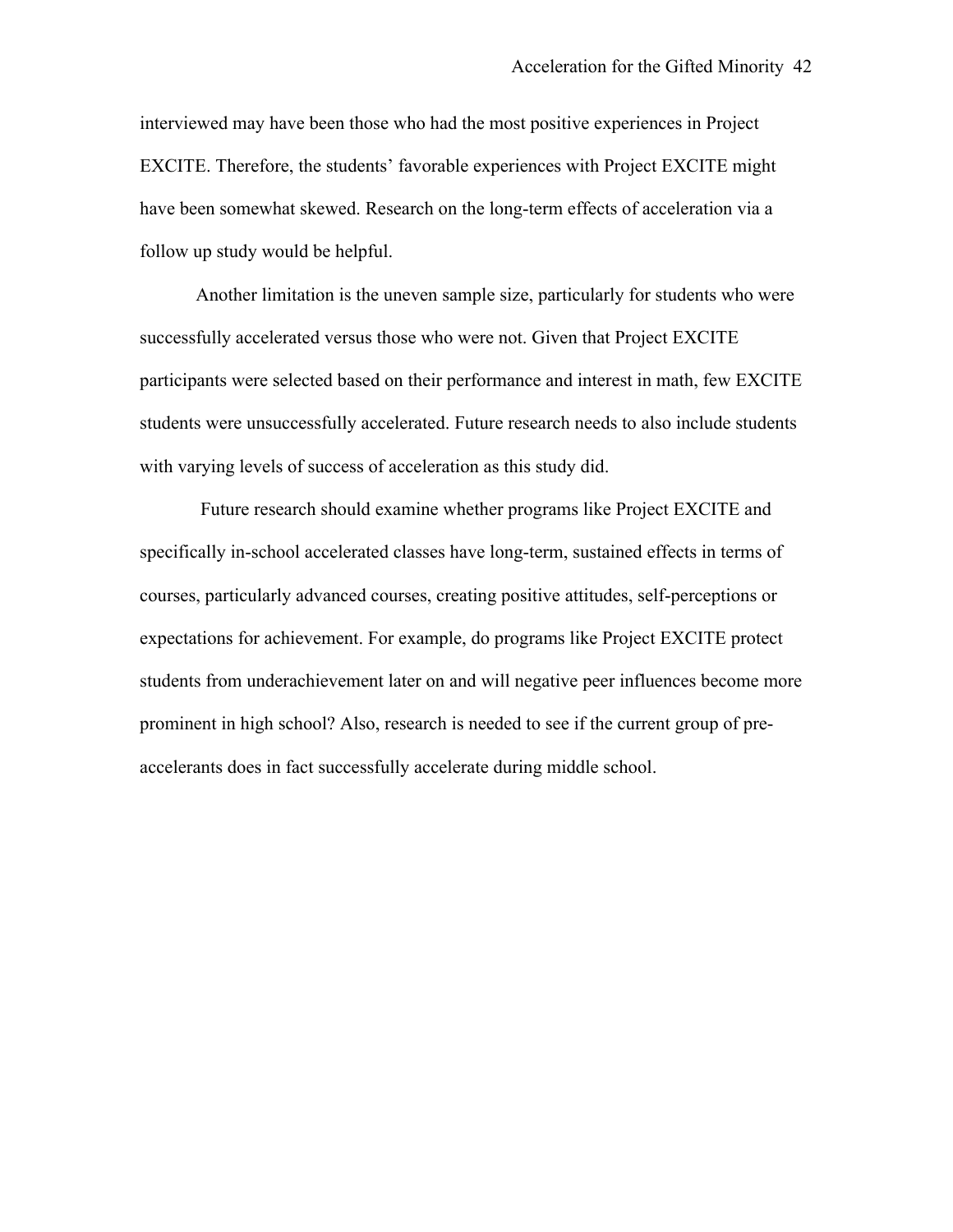interviewed may have been those who had the most positive experiences in Project EXCITE. Therefore, the students' favorable experiences with Project EXCITE might have been somewhat skewed. Research on the long-term effects of acceleration via a follow up study would be helpful.

Another limitation is the uneven sample size, particularly for students who were successfully accelerated versus those who were not. Given that Project EXCITE participants were selected based on their performance and interest in math, few EXCITE students were unsuccessfully accelerated. Future research needs to also include students with varying levels of success of acceleration as this study did.

Future research should examine whether programs like Project EXCITE and specifically in-school accelerated classes have long-term, sustained effects in terms of courses, particularly advanced courses, creating positive attitudes, self-perceptions or expectations for achievement. For example, do programs like Project EXCITE protect students from underachievement later on and will negative peer influences become more prominent in high school? Also, research is needed to see if the current group of pre-accelerants does in fact successfully accelerate during middle school.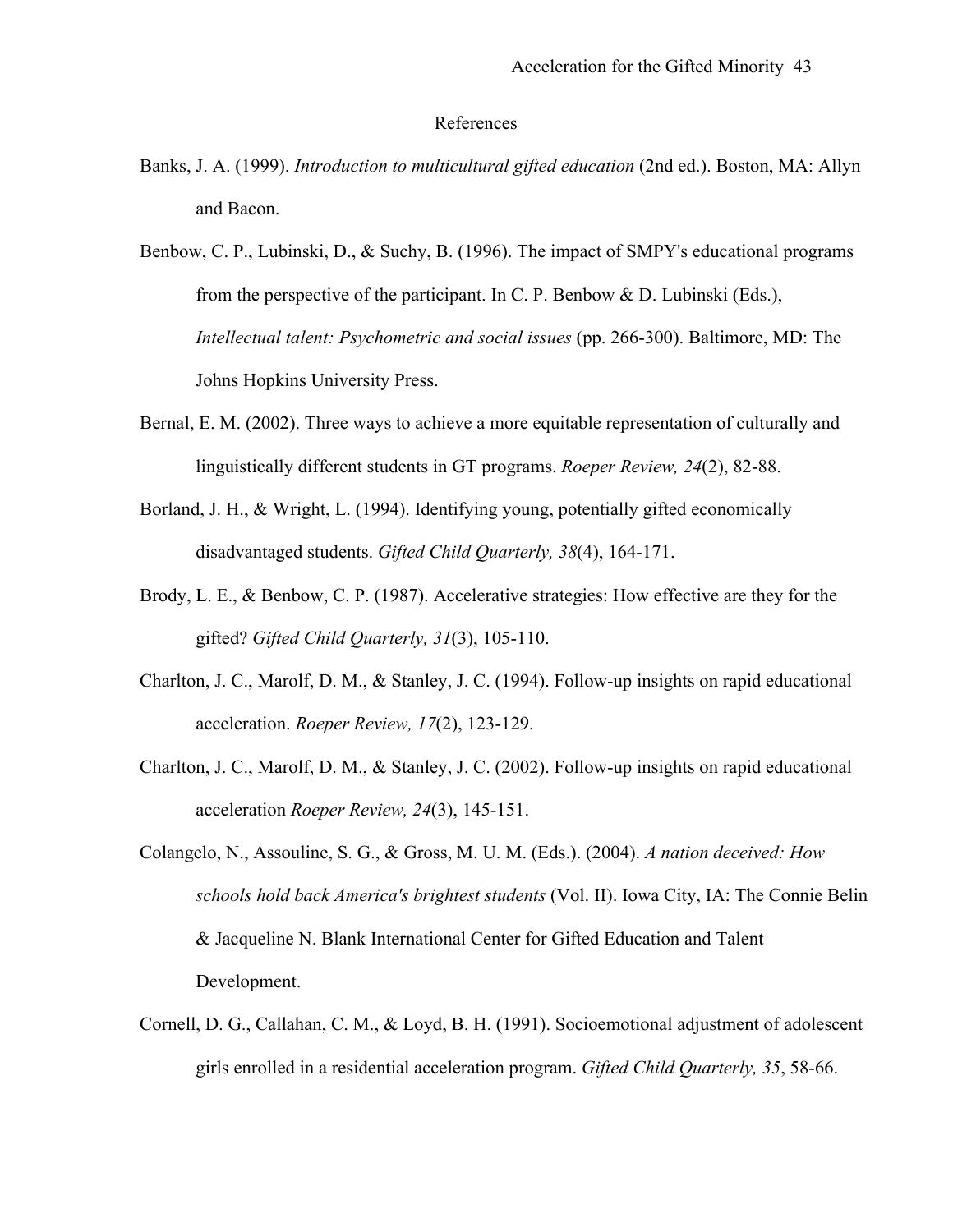# References

Banks, J. A. (1999). *Introduction to multicultural gifted education* (2nd ed.). Boston, MA: Allyn and Bacon.

Benbow, C. P., Lubinski, D., & Suchy, B. (1996). The impact of SMPY's educational programs from the perspective of the participant. In C. P. Benbow & D. Lubinski (Eds.), *Intellectual talent: Psychometric and social issues* (pp. 266-300). Baltimore, MD: The Johns Hopkins University Press.

Bernal, E. M. (2002). Three ways to achieve a more equitable representation of culturally and linguistically different students in GT programs. *Roeper Review, 24*(2), 82-88.

Borland, J. H., & Wright, L. (1994). Identifying young, potentially gifted economically disadvantaged students. *Gifted Child Quarterly, 38*(4), 164-171.

Brody, L. E., & Benbow, C. P. (1987). Accelerative strategies: How effective are they for the gifted? *Gifted Child Quarterly, 31*(3), 105-110.

Charlton, J. C., Marolf, D. M., & Stanley, J. C. (1994). Follow-up insights on rapid educational acceleration. *Roeper Review, 17*(2), 123-129.

Charlton, J. C., Marolf, D. M., & Stanley, J. C. (2002). Follow-up insights on rapid educational acceleration *Roeper Review, 24*(3), 145-151.

Colangelo, N., Assouline, S. G., & Gross, M. U. M. (Eds.). (2004). *A nation deceived: How schools hold back America's brightest students* (Vol. II). Iowa City, IA: The Connie Belin & Jacqueline N. Blank International Center for Gifted Education and Talent Development.

Cornell, D. G., Callahan, C. M., & Loyd, B. H. (1991). Socioemotional adjustment of adolescent girls enrolled in a residential acceleration program. *Gifted Child Quarterly, 35*, 58-66.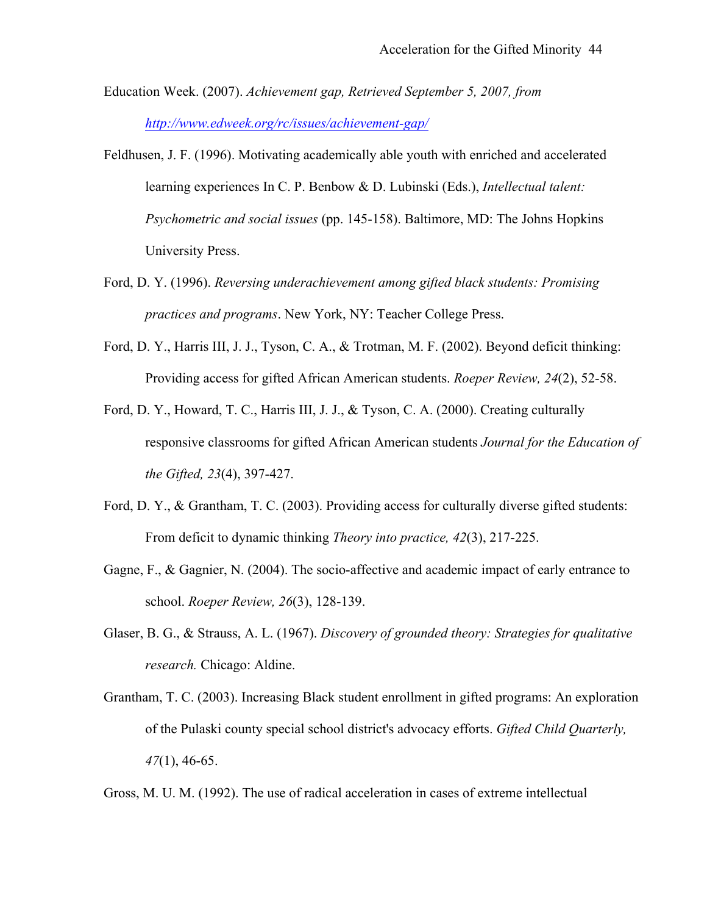Education Week. (2007). *Achievement gap, Retrieved September 5, 2007, from http://www.edweek.org/rc/issues/achievement-gap/*

Feldhusen, J. F. (1996). Motivating academically able youth with enriched and accelerated learning experiences In C. P. Benbow & D. Lubinski (Eds.), *Intellectual talent: Psychometric and social issues* (pp. 145-158). Baltimore, MD: The Johns Hopkins University Press.

Ford, D. Y. (1996). *Reversing underachievement among gifted black students: Promising practices and programs*. New York, NY: Teacher College Press.

Ford, D. Y., Harris III, J. J., Tyson, C. A., & Trotman, M. F. (2002). Beyond deficit thinking: Providing access for gifted African American students. *Roeper Review, 24*(2), 52-58.

Ford, D. Y., Howard, T. C., Harris III, J. J., & Tyson, C. A. (2000). Creating culturally responsive classrooms for gifted African American students *Journal for the Education of the Gifted, 23*(4), 397-427.

Ford, D. Y., & Grantham, T. C. (2003). Providing access for culturally diverse gifted students: From deficit to dynamic thinking *Theory into practice, 42*(3), 217-225.

Gagne, F., & Gagnier, N. (2004). The socio-affective and academic impact of early entrance to school. *Roeper Review, 26*(3), 128-139.

Glaser, B. G., & Strauss, A. L. (1967). *Discovery of grounded theory: Strategies for qualitative research.* Chicago: Aldine.

Grantham, T. C. (2003). Increasing Black student enrollment in gifted programs: An exploration of the Pulaski county special school district's advocacy efforts. *Gifted Child Quarterly, 47*(1), 46-65.

Gross, M. U. M. (1992). The use of radical acceleration in cases of extreme intellectual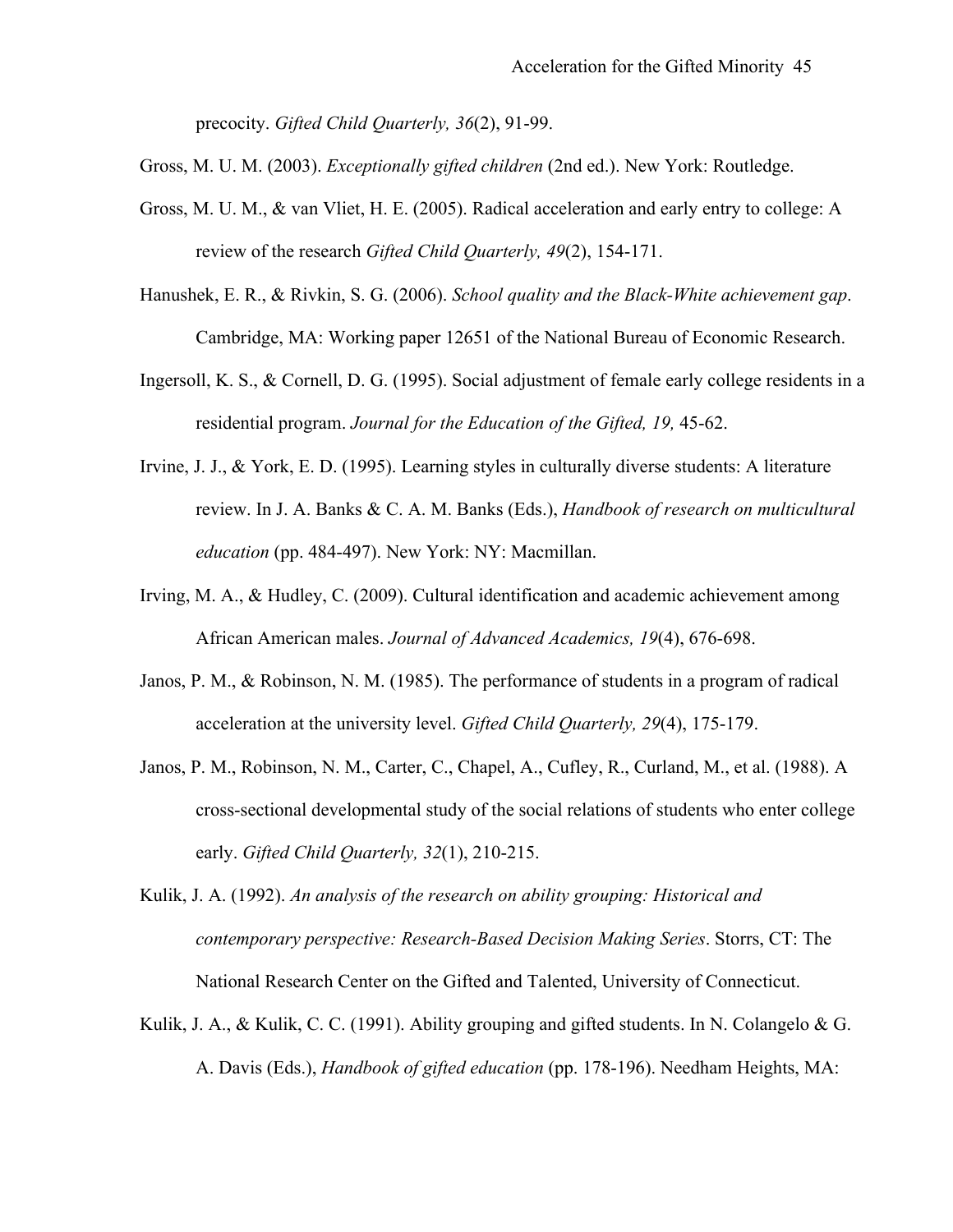precocity. *Gifted Child Quarterly, 36*(2), 91-99.

Gross, M. U. M. (2003). *Exceptionally gifted children* (2nd ed.). New York: Routledge.

Gross, M. U. M., & van Vliet, H. E. (2005). Radical acceleration and early entry to college: A review of the research *Gifted Child Quarterly, 49*(2), 154-171.

Hanushek, E. R., & Rivkin, S. G. (2006). *School quality and the Black-White achievement gap*. Cambridge, MA: Working paper 12651 of the National Bureau of Economic Research.

Ingersoll, K. S., & Cornell, D. G. (1995). Social adjustment of female early college residents in a residential program. *Journal for the Education of the Gifted, 19,* 45-62.

Irvine, J. J., & York, E. D. (1995). Learning styles in culturally diverse students: A literature review. In J. A. Banks & C. A. M. Banks (Eds.), *Handbook of research on multicultural education* (pp. 484-497). New York: NY: Macmillan.

Irving, M. A., & Hudley, C. (2009). Cultural identification and academic achievement among African American males. *Journal of Advanced Academics, 19*(4), 676-698.

Janos, P. M., & Robinson, N. M. (1985). The performance of students in a program of radical acceleration at the university level. *Gifted Child Quarterly, 29*(4), 175-179.

Janos, P. M., Robinson, N. M., Carter, C., Chapel, A., Cufley, R., Curland, M., et al. (1988). A cross-sectional developmental study of the social relations of students who enter college early. *Gifted Child Quarterly, 32*(1), 210-215.

Kulik, J. A. (1992). *An analysis of the research on ability grouping: Historical and contemporary perspective: Research-Based Decision Making Series*. Storrs, CT: The National Research Center on the Gifted and Talented, University of Connecticut.

Kulik, J. A., & Kulik, C. C. (1991). Ability grouping and gifted students. In N. Colangelo & G. A. Davis (Eds.), *Handbook of gifted education* (pp. 178-196). Needham Heights, MA: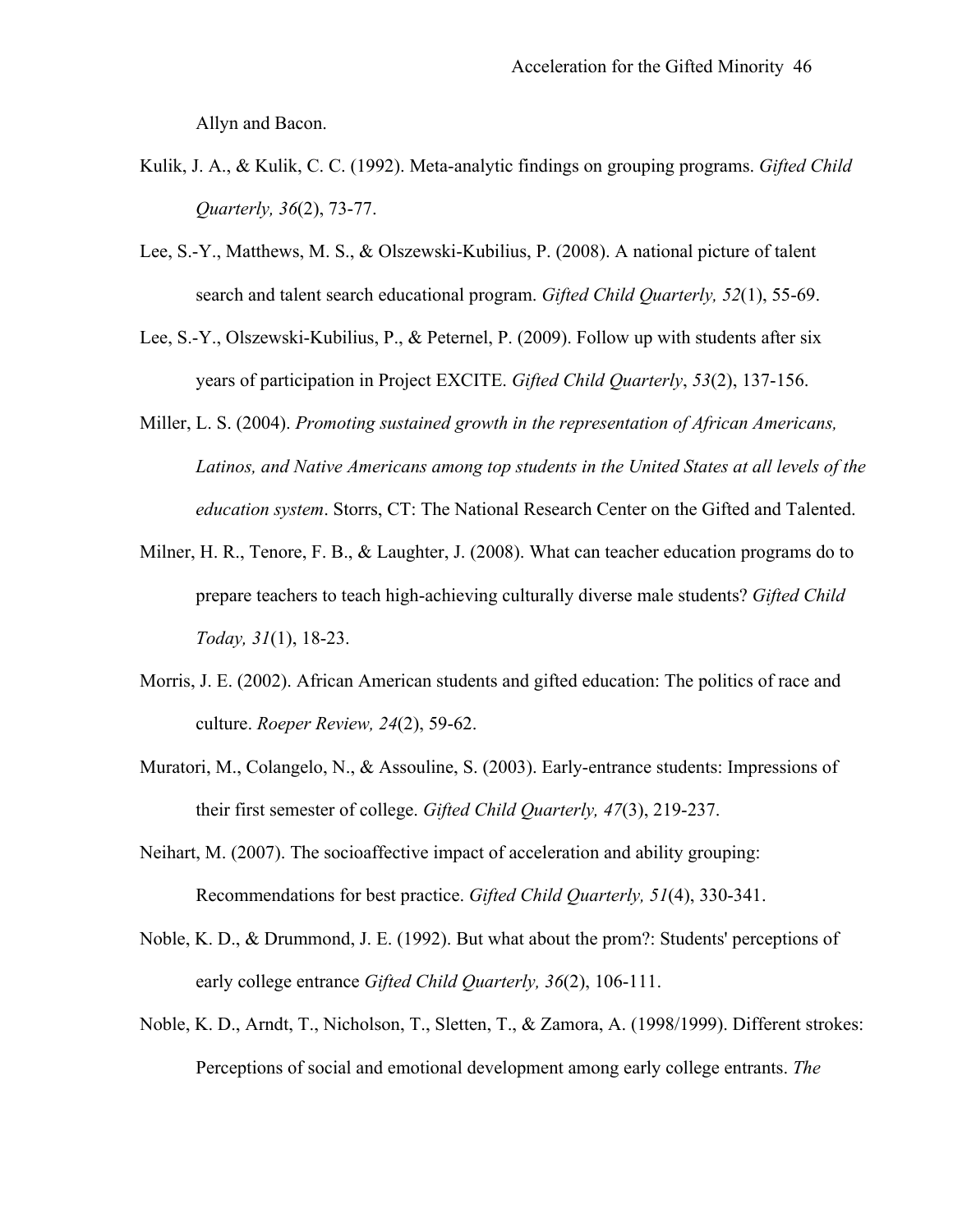Allyn and Bacon.

Kulik, J. A., & Kulik, C. C. (1992). Meta-analytic findings on grouping programs. *Gifted Child Quarterly, 36*(2), 73-77.

Lee, S.-Y., Matthews, M. S., & Olszewski-Kubilius, P. (2008). A national picture of talent search and talent search educational program. *Gifted Child Quarterly, 52*(1), 55-69.

Lee, S.-Y., Olszewski-Kubilius, P., & Peternel, P. (2009). Follow up with students after six years of participation in Project EXCITE. *Gifted Child Quarterly*, *53*(2), 137-156.

Miller, L. S. (2004). *Promoting sustained growth in the representation of African Americans, Latinos, and Native Americans among top students in the United States at all levels of the education system*. Storrs, CT: The National Research Center on the Gifted and Talented.

Milner, H. R., Tenore, F. B., & Laughter, J. (2008). What can teacher education programs do to prepare teachers to teach high-achieving culturally diverse male students? *Gifted Child Today, 31*(1), 18-23.

Morris, J. E. (2002). African American students and gifted education: The politics of race and culture. *Roeper Review, 24*(2), 59-62.

Muratori, M., Colangelo, N., & Assouline, S. (2003). Early-entrance students: Impressions of their first semester of college. *Gifted Child Quarterly, 47*(3), 219-237.

Neihart, M. (2007). The socioaffective impact of acceleration and ability grouping: Recommendations for best practice. *Gifted Child Quarterly, 51*(4), 330-341.

Noble, K. D., & Drummond, J. E. (1992). But what about the prom?: Students' perceptions of early college entrance *Gifted Child Quarterly, 36*(2), 106-111.

Noble, K. D., Arndt, T., Nicholson, T., Sletten, T., & Zamora, A. (1998/1999). Different strokes: Perceptions of social and emotional development among early college entrants. *The*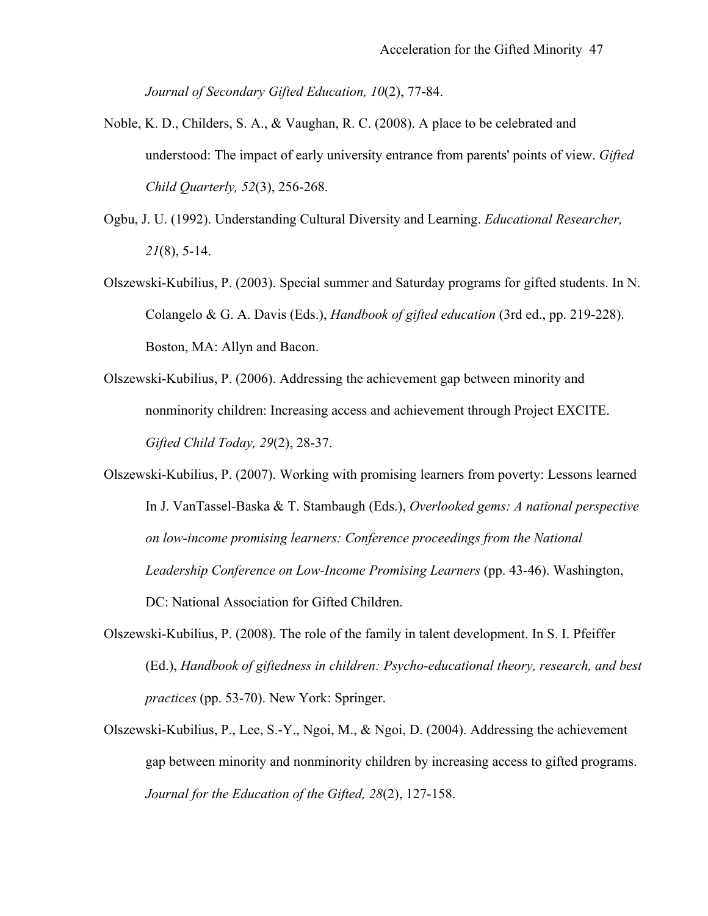*Journal of Secondary Gifted Education, 10*(2), 77-84.

Noble, K. D., Childers, S. A., & Vaughan, R. C. (2008). A place to be celebrated and understood: The impact of early university entrance from parents' points of view. *Gifted Child Quarterly, 52*(3), 256-268.

Ogbu, J. U. (1992). Understanding Cultural Diversity and Learning. *Educational Researcher, 21*(8), 5-14.

Olszewski-Kubilius, P. (2003). Special summer and Saturday programs for gifted students. In N. Colangelo & G. A. Davis (Eds.), *Handbook of gifted education* (3rd ed., pp. 219-228). Boston, MA: Allyn and Bacon.

Olszewski-Kubilius, P. (2006). Addressing the achievement gap between minority and nonminority children: Increasing access and achievement through Project EXCITE. *Gifted Child Today, 29*(2), 28-37.

Olszewski-Kubilius, P. (2007). Working with promising learners from poverty: Lessons learned In J. VanTassel-Baska & T. Stambaugh (Eds.), *Overlooked gems: A national perspective on low-income promising learners: Conference proceedings from the National Leadership Conference on Low-Income Promising Learners* (pp. 43-46). Washington, DC: National Association for Gifted Children.

Olszewski-Kubilius, P. (2008). The role of the family in talent development. In S. I. Pfeiffer (Ed.), *Handbook of giftedness in children: Psycho-educational theory, research, and best practices* (pp. 53-70). New York: Springer.

Olszewski-Kubilius, P., Lee, S.-Y., Ngoi, M., & Ngoi, D. (2004). Addressing the achievement gap between minority and nonminority children by increasing access to gifted programs. *Journal for the Education of the Gifted, 28*(2), 127-158.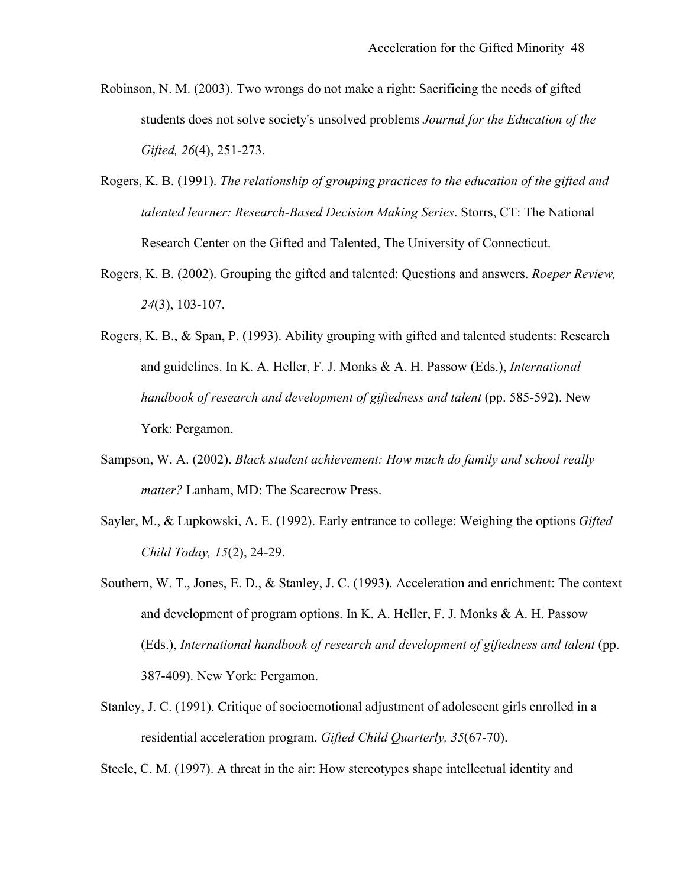Robinson, N. M. (2003). Two wrongs do not make a right: Sacrificing the needs of gifted students does not solve society's unsolved problems *Journal for the Education of the Gifted, 26*(4), 251-273.

Rogers, K. B. (1991). *The relationship of grouping practices to the education of the gifted and talented learner: Research-Based Decision Making Series*. Storrs, CT: The National Research Center on the Gifted and Talented, The University of Connecticut.

Rogers, K. B. (2002). Grouping the gifted and talented: Questions and answers. *Roeper Review, 24*(3), 103-107.

Rogers, K. B., & Span, P. (1993). Ability grouping with gifted and talented students: Research and guidelines. In K. A. Heller, F. J. Monks & A. H. Passow (Eds.), *International handbook of research and development of giftedness and talent* (pp. 585-592). New York: Pergamon.

Sampson, W. A. (2002). *Black student achievement: How much do family and school really matter?* Lanham, MD: The Scarecrow Press.

Sayler, M., & Lupkowski, A. E. (1992). Early entrance to college: Weighing the options *Gifted Child Today, 15*(2), 24-29.

Southern, W. T., Jones, E. D., & Stanley, J. C. (1993). Acceleration and enrichment: The context and development of program options. In K. A. Heller, F. J. Monks & A. H. Passow (Eds.), *International handbook of research and development of giftedness and talent* (pp. 387-409). New York: Pergamon.

Stanley, J. C. (1991). Critique of socioemotional adjustment of adolescent girls enrolled in a residential acceleration program. *Gifted Child Quarterly, 35*(67-70).

Steele, C. M. (1997). A threat in the air: How stereotypes shape intellectual identity and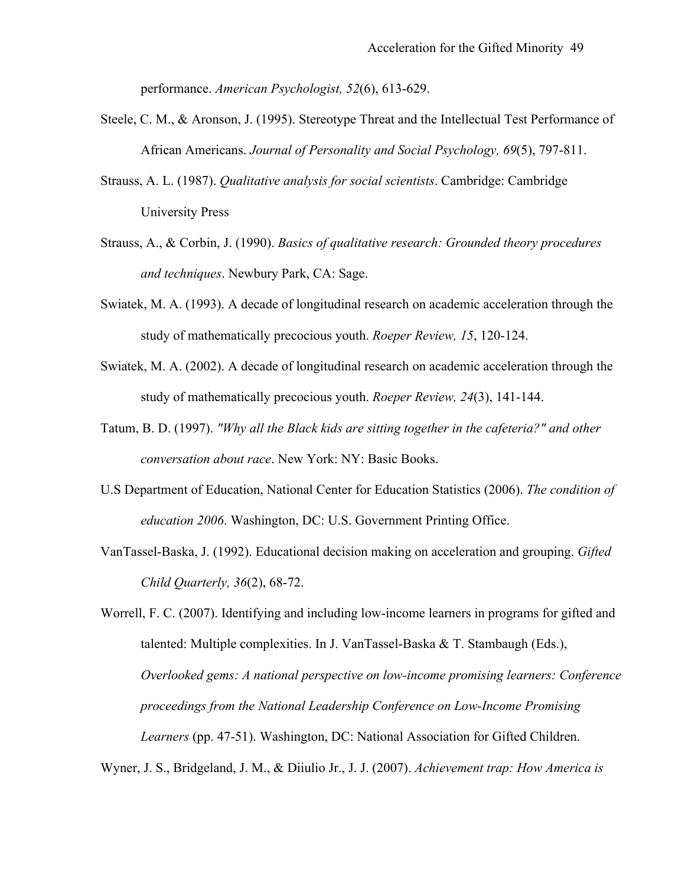performance. *American Psychologist, 52*(6), 613-629.

Steele, C. M., & Aronson, J. (1995). Stereotype Threat and the Intellectual Test Performance of African Americans. *Journal of Personality and Social Psychology, 69*(5), 797-811.

Strauss, A. L. (1987). *Qualitative analysis for social scientists*. Cambridge: Cambridge University Press

Strauss, A., & Corbin, J. (1990). *Basics of qualitative research: Grounded theory procedures and techniques*. Newbury Park, CA: Sage.

Swiatek, M. A. (1993). A decade of longitudinal research on academic acceleration through the study of mathematically precocious youth. *Roeper Review, 15*, 120-124.

Swiatek, M. A. (2002). A decade of longitudinal research on academic acceleration through the study of mathematically precocious youth. *Roeper Review, 24*(3), 141-144.

Tatum, B. D. (1997). *"Why all the Black kids are sitting together in the cafeteria?" and other conversation about race*. New York: NY: Basic Books.

U.S Department of Education, National Center for Education Statistics (2006). *The condition of education 2006*. Washington, DC: U.S. Government Printing Office.

VanTassel-Baska, J. (1992). Educational decision making on acceleration and grouping. *Gifted Child Quarterly, 36*(2), 68-72.

Worrell, F. C. (2007). Identifying and including low-income learners in programs for gifted and talented: Multiple complexities. In J. VanTassel-Baska & T. Stambaugh (Eds.), *Overlooked gems: A national perspective on low-income promising learners: Conference proceedings from the National Leadership Conference on Low-Income Promising Learners* (pp. 47-51). Washington, DC: National Association for Gifted Children.

Wyner, J. S., Bridgeland, J. M., & Diiulio Jr., J. J. (2007). *Achievement trap: How America is*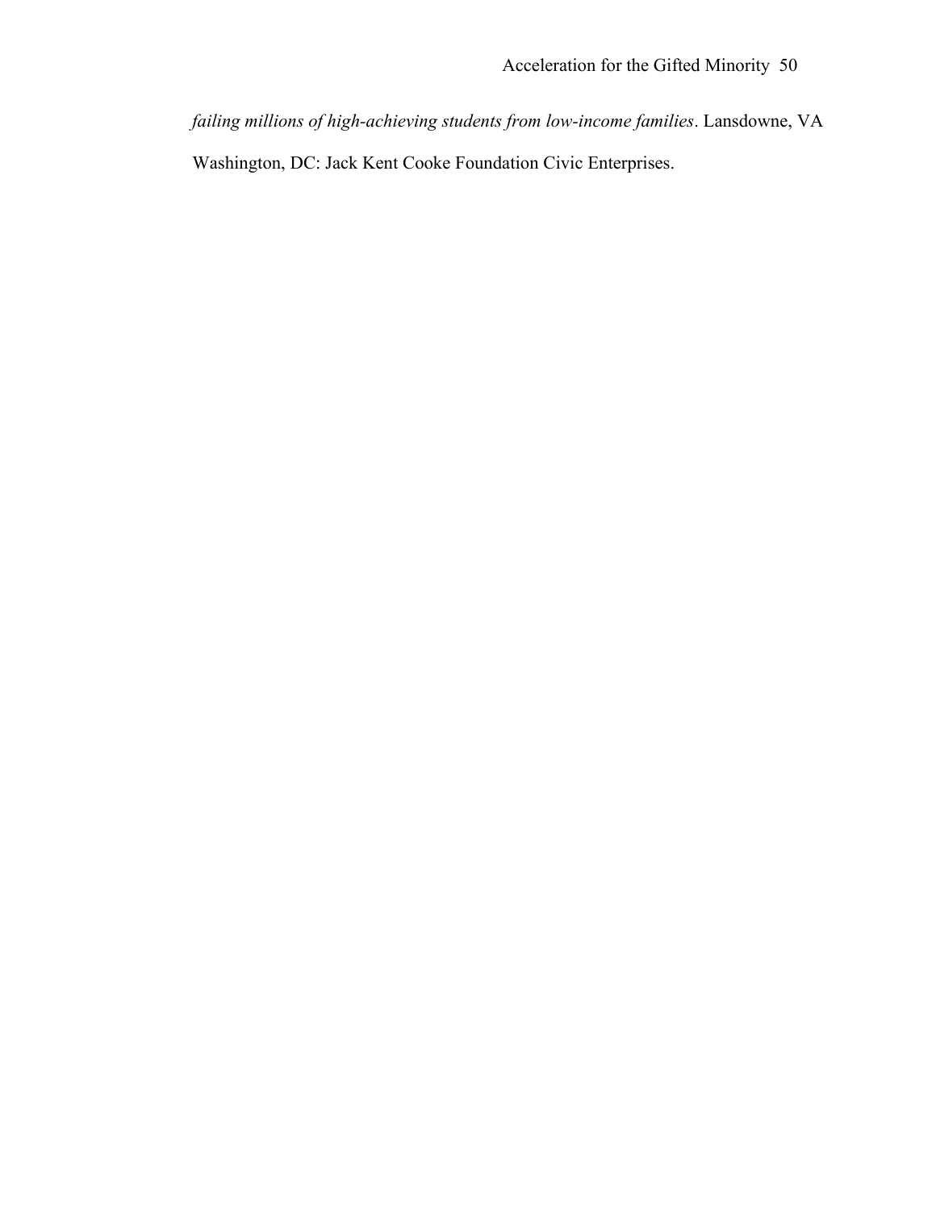*failing millions of high-achieving students from low-income families*. Lansdowne, VA Washington, DC: Jack Kent Cooke Foundation Civic Enterprises.